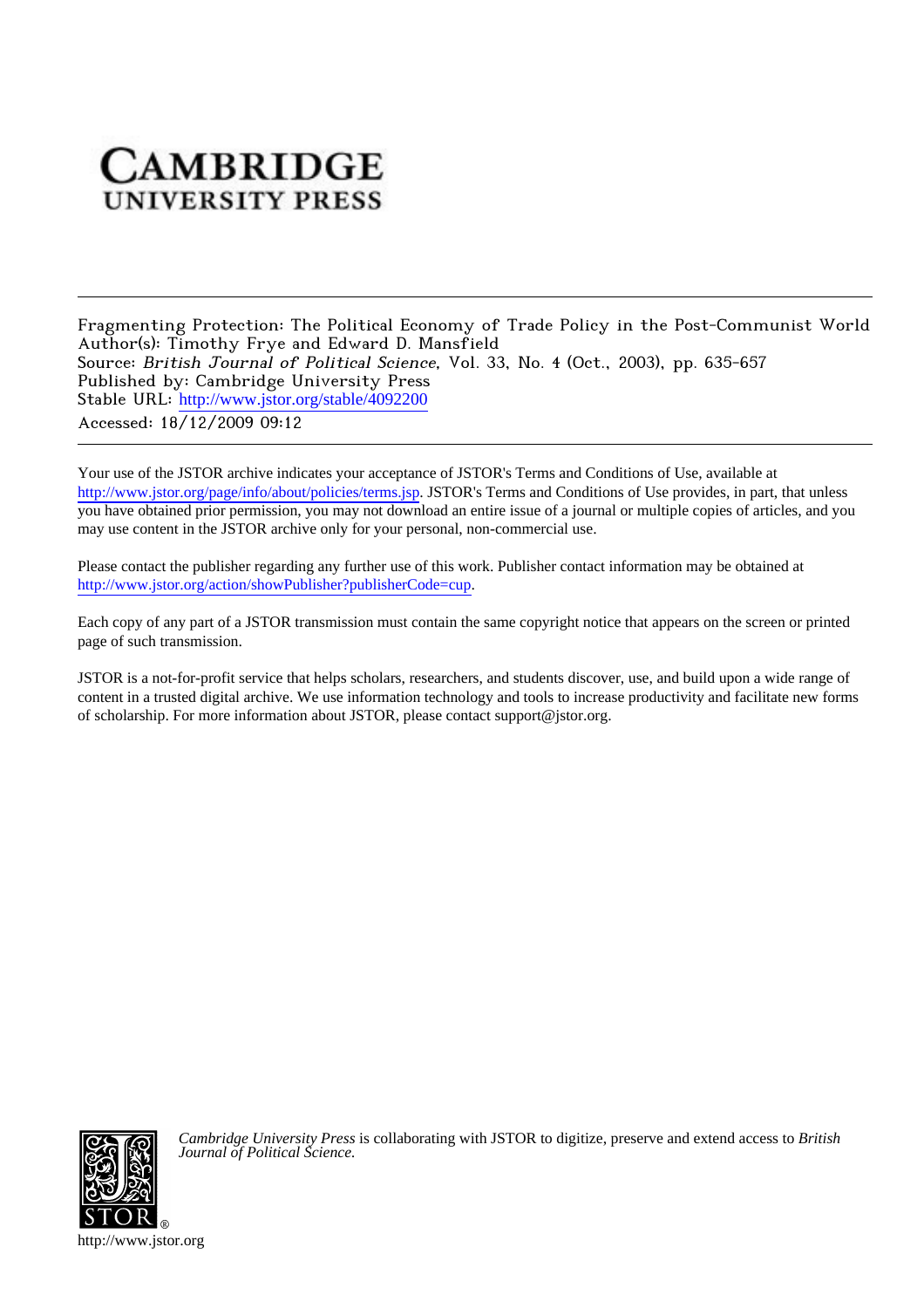CAMBRIDGE
UNIVERSITY PRESS

---

Fragmenting Protection: The Political Economy of Trade Policy in the Post-Communist World
Author(s): Timothy Frye and Edward D. Mansfield
Source: *British Journal of Political Science*, Vol. 33, No. 4 (Oct., 2003), pp. 635-657
Published by: Cambridge University Press
Stable URL: http://www.jstor.org/stable/4092200
Accessed: 18/12/2009 09:12

---

Your use of the JSTOR archive indicates your acceptance of JSTOR's Terms and Conditions of Use, available at http://www.jstor.org/page/info/about/policies/terms.jsp. JSTOR's Terms and Conditions of Use provides, in part, that unless you have obtained prior permission, you may not download an entire issue of a journal or multiple copies of articles, and you may use content in the JSTOR archive only for your personal, non-commercial use.

Please contact the publisher regarding any further use of this work. Publisher contact information may be obtained at http://www.jstor.org/action/showPublisher?publisherCode=cup.

Each copy of any part of a JSTOR transmission must contain the same copyright notice that appears on the screen or printed page of such transmission.

JSTOR is a not-for-profit service that helps scholars, researchers, and students discover, use, and build upon a wide range of content in a trusted digital archive. We use information technology and tools to increase productivity and facilitate new forms of scholarship. For more information about JSTOR, please contact support@jstor.org.

*Cambridge University Press* is collaborating with JSTOR to digitize, preserve and extend access to *British Journal of Political Science.*

http://www.jstor.org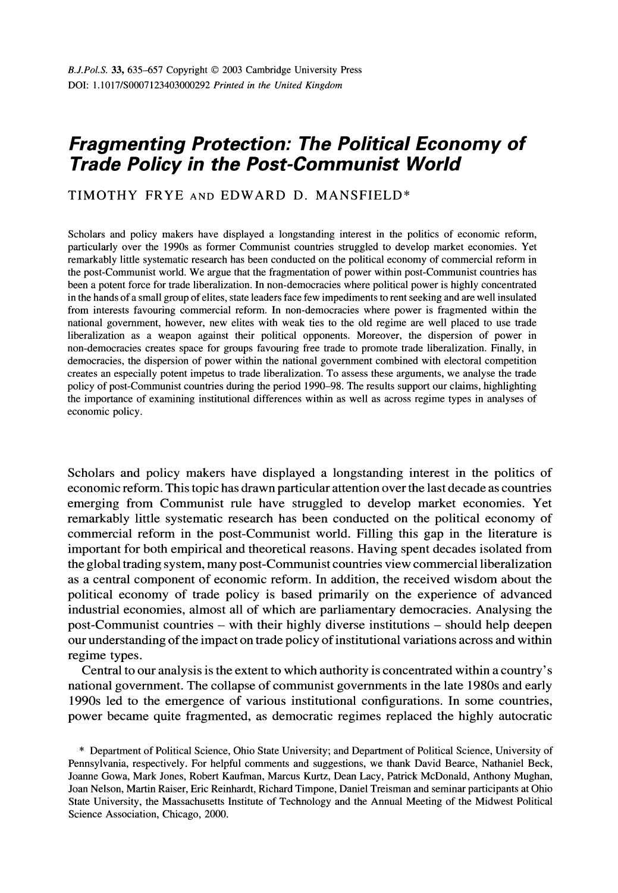# *Fragmenting Protection: The Political Economy of Trade Policy in the Post-Communist World*

TIMOTHY FRYE AND EDWARD D. MANSFIELD*

Scholars and policy makers have displayed a longstanding interest in the politics of economic reform, particularly over the 1990s as former Communist countries struggled to develop market economies. Yet remarkably little systematic research has been conducted on the political economy of commercial reform in the post-Communist world. We argue that the fragmentation of power within post-Communist countries has been a potent force for trade liberalization. In non-democracies where political power is highly concentrated in the hands of a small group of elites, state leaders face few impediments to rent seeking and are well insulated from interests favouring commercial reform. In non-democracies where power is fragmented within the national government, however, new elites with weak ties to the old regime are well placed to use trade liberalization as a weapon against their political opponents. Moreover, the dispersion of power in non-democracies creates space for groups favouring free trade to promote trade liberalization. Finally, in democracies, the dispersion of power within the national government combined with electoral competition creates an especially potent impetus to trade liberalization. To assess these arguments, we analyse the trade policy of post-Communist countries during the period 1990–98. The results support our claims, highlighting the importance of examining institutional differences within as well as across regime types in analyses of economic policy.

Scholars and policy makers have displayed a longstanding interest in the politics of economic reform. This topic has drawn particular attention over the last decade as countries emerging from Communist rule have struggled to develop market economies. Yet remarkably little systematic research has been conducted on the political economy of commercial reform in the post-Communist world. Filling this gap in the literature is important for both empirical and theoretical reasons. Having spent decades isolated from the global trading system, many post-Communist countries view commercial liberalization as a central component of economic reform. In addition, the received wisdom about the political economy of trade policy is based primarily on the experience of advanced industrial economies, almost all of which are parliamentary democracies. Analysing the post-Communist countries – with their highly diverse institutions – should help deepen our understanding of the impact on trade policy of institutional variations across and within regime types.

Central to our analysis is the extent to which authority is concentrated within a country's national government. The collapse of communist governments in the late 1980s and early 1990s led to the emergence of various institutional configurations. In some countries, power became quite fragmented, as democratic regimes replaced the highly autocratic

\* Department of Political Science, Ohio State University; and Department of Political Science, University of Pennsylvania, respectively. For helpful comments and suggestions, we thank David Bearce, Nathaniel Beck, Joanne Gowa, Mark Jones, Robert Kaufman, Marcus Kurtz, Dean Lacy, Patrick McDonald, Anthony Mughan, Joan Nelson, Martin Raiser, Eric Reinhardt, Richard Timpone, Daniel Treisman and seminar participants at Ohio State University, the Massachusetts Institute of Technology and the Annual Meeting of the Midwest Political Science Association, Chicago, 2000.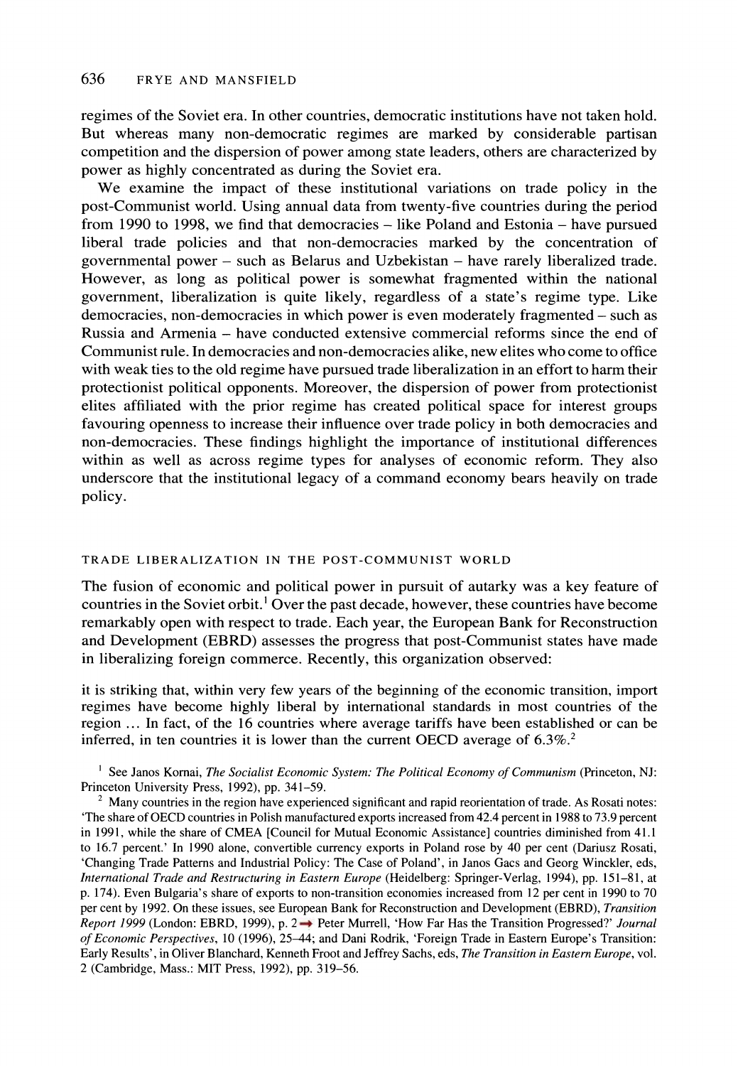regimes of the Soviet era. In other countries, democratic institutions have not taken hold. But whereas many non-democratic regimes are marked by considerable partisan competition and the dispersion of power among state leaders, others are characterized by power as highly concentrated as during the Soviet era.

We examine the impact of these institutional variations on trade policy in the post-Communist world. Using annual data from twenty-five countries during the period from 1990 to 1998, we find that democracies – like Poland and Estonia – have pursued liberal trade policies and that non-democracies marked by the concentration of governmental power – such as Belarus and Uzbekistan – have rarely liberalized trade. However, as long as political power is somewhat fragmented within the national government, liberalization is quite likely, regardless of a state's regime type. Like democracies, non-democracies in which power is even moderately fragmented – such as Russia and Armenia – have conducted extensive commercial reforms since the end of Communist rule. In democracies and non-democracies alike, new elites who come to office with weak ties to the old regime have pursued trade liberalization in an effort to harm their protectionist political opponents. Moreover, the dispersion of power from protectionist elites affiliated with the prior regime has created political space for interest groups favouring openness to increase their influence over trade policy in both democracies and non-democracies. These findings highlight the importance of institutional differences within as well as across regime types for analyses of economic reform. They also underscore that the institutional legacy of a command economy bears heavily on trade policy.

## TRADE LIBERALIZATION IN THE POST-COMMUNIST WORLD

The fusion of economic and political power in pursuit of autarky was a key feature of countries in the Soviet orbit.[1] Over the past decade, however, these countries have become remarkably open with respect to trade. Each year, the European Bank for Reconstruction and Development (EBRD) assesses the progress that post-Communist states have made in liberalizing foreign commerce. Recently, this organization observed:

> it is striking that, within very few years of the beginning of the economic transition, import regimes have become highly liberal by international standards in most countries of the region ... In fact, of the 16 countries where average tariffs have been established or can be inferred, in ten countries it is lower than the current OECD average of 6.3%.[2]

[1] See Janos Kornai, *The Socialist Economic System: The Political Economy of Communism* (Princeton, NJ: Princeton University Press, 1992), pp. 341–59.

[2] Many countries in the region have experienced significant and rapid reorientation of trade. As Rosati notes: 'The share of OECD countries in Polish manufactured exports increased from 42.4 percent in 1988 to 73.9 percent in 1991, while the share of CMEA [Council for Mutual Economic Assistance] countries diminished from 41.1 to 16.7 percent.' In 1990 alone, convertible currency exports in Poland rose by 40 per cent (Dariusz Rosati, 'Changing Trade Patterns and Industrial Policy: The Case of Poland', in Janos Gacs and Georg Winckler, eds, *International Trade and Restructuring in Eastern Europe* (Heidelberg: Springer-Verlag, 1994), pp. 151–81, at p. 174). Even Bulgaria's share of exports to non-transition economies increased from 12 per cent in 1990 to 70 per cent by 1992. On these issues, see European Bank for Reconstruction and Development (EBRD), *Transition Report 1999* (London: EBRD, 1999), p. 2; Peter Murrell, 'How Far Has the Transition Progressed?' *Journal of Economic Perspectives*, 10 (1996), 25–44; and Dani Rodrik, 'Foreign Trade in Eastern Europe's Transition: Early Results', in Oliver Blanchard, Kenneth Froot and Jeffrey Sachs, eds, *The Transition in Eastern Europe*, vol. 2 (Cambridge, Mass.: MIT Press, 1992), pp. 319–56.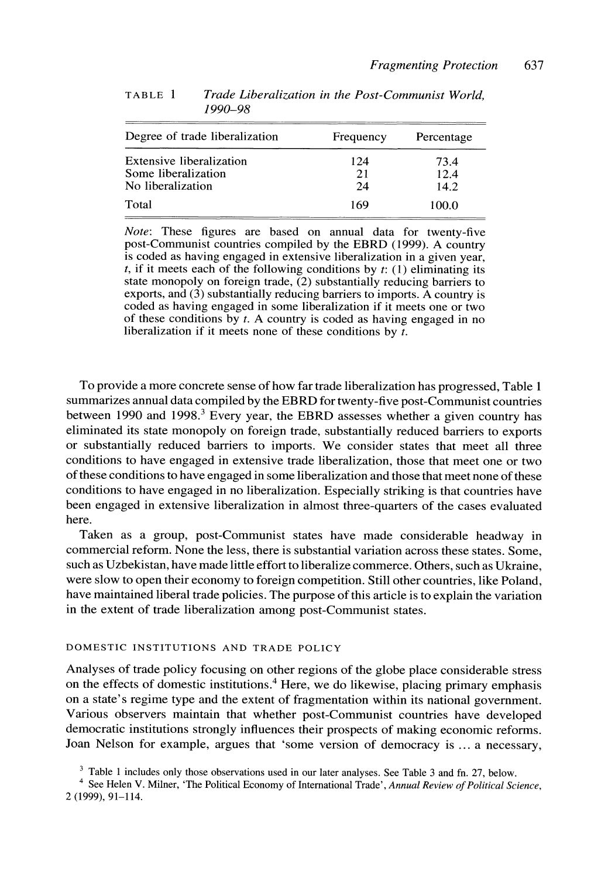TABLE 1 *Trade Liberalization in the Post-Communist World, 1990–98*

| Degree of trade liberalization | Frequency | Percentage |
|---|---|---|
| Extensive liberalization | 124 | 73.4 |
| Some liberalization | 21 | 12.4 |
| No liberalization | 24 | 14.2 |
| Total | 169 | 100.0 |

*Note*: These figures are based on annual data for twenty-five post-Communist countries compiled by the EBRD (1999). A country is coded as having engaged in extensive liberalization in a given year, *t*, if it meets each of the following conditions by *t*: (1) eliminating its state monopoly on foreign trade, (2) substantially reducing barriers to exports, and (3) substantially reducing barriers to imports. A country is coded as having engaged in some liberalization if it meets one or two of these conditions by *t*. A country is coded as having engaged in no liberalization if it meets none of these conditions by *t*.

To provide a more concrete sense of how far trade liberalization has progressed, Table 1 summarizes annual data compiled by the EBRD for twenty-five post-Communist countries between 1990 and 1998.[3] Every year, the EBRD assesses whether a given country has eliminated its state monopoly on foreign trade, substantially reduced barriers to exports or substantially reduced barriers to imports. We consider states that meet all three conditions to have engaged in extensive trade liberalization, those that meet one or two of these conditions to have engaged in some liberalization and those that meet none of these conditions to have engaged in no liberalization. Especially striking is that countries have been engaged in extensive liberalization in almost three-quarters of the cases evaluated here.

Taken as a group, post-Communist states have made considerable headway in commercial reform. None the less, there is substantial variation across these states. Some, such as Uzbekistan, have made little effort to liberalize commerce. Others, such as Ukraine, were slow to open their economy to foreign competition. Still other countries, like Poland, have maintained liberal trade policies. The purpose of this article is to explain the variation in the extent of trade liberalization among post-Communist states.

## DOMESTIC INSTITUTIONS AND TRADE POLICY

Analyses of trade policy focusing on other regions of the globe place considerable stress on the effects of domestic institutions.[4] Here, we do likewise, placing primary emphasis on a state's regime type and the extent of fragmentation within its national government. Various observers maintain that whether post-Communist countries have developed democratic institutions strongly influences their prospects of making economic reforms. Joan Nelson for example, argues that 'some version of democracy is ... a necessary,

[3] Table 1 includes only those observations used in our later analyses. See Table 3 and fn. 27, below.

[4] See Helen V. Milner, 'The Political Economy of International Trade', *Annual Review of Political Science*, 2 (1999), 91–114.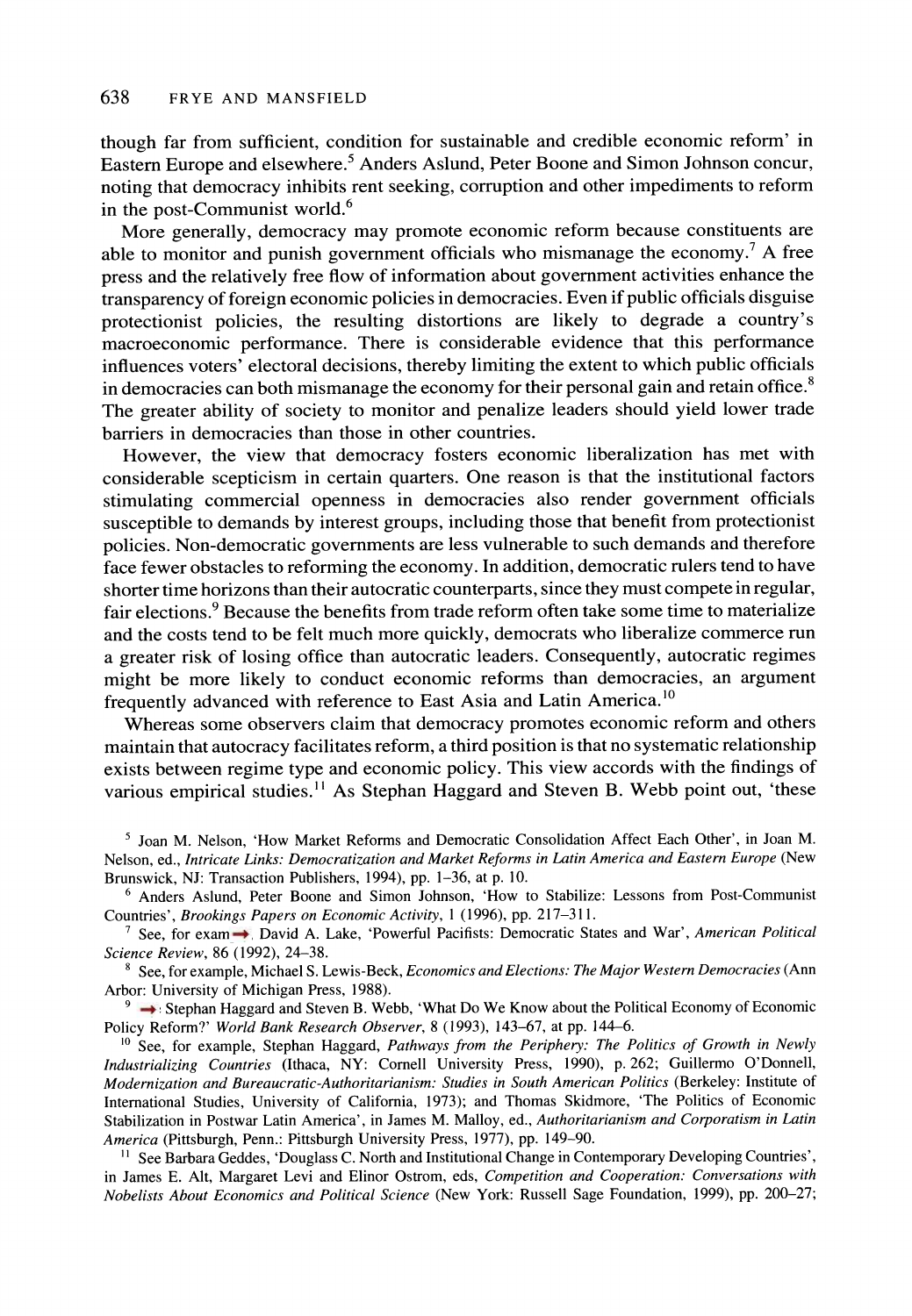though far from sufficient, condition for sustainable and credible economic reform' in Eastern Europe and elsewhere.[5] Anders Aslund, Peter Boone and Simon Johnson concur, noting that democracy inhibits rent seeking, corruption and other impediments to reform in the post-Communist world.[6]

More generally, democracy may promote economic reform because constituents are able to monitor and punish government officials who mismanage the economy.[7] A free press and the relatively free flow of information about government activities enhance the transparency of foreign economic policies in democracies. Even if public officials disguise protectionist policies, the resulting distortions are likely to degrade a country's macroeconomic performance. There is considerable evidence that this performance influences voters' electoral decisions, thereby limiting the extent to which public officials in democracies can both mismanage the economy for their personal gain and retain office.[8] The greater ability of society to monitor and penalize leaders should yield lower trade barriers in democracies than those in other countries.

However, the view that democracy fosters economic liberalization has met with considerable scepticism in certain quarters. One reason is that the institutional factors stimulating commercial openness in democracies also render government officials susceptible to demands by interest groups, including those that benefit from protectionist policies. Non-democratic governments are less vulnerable to such demands and therefore face fewer obstacles to reforming the economy. In addition, democratic rulers tend to have shorter time horizons than their autocratic counterparts, since they must compete in regular, fair elections.[9] Because the benefits from trade reform often take some time to materialize and the costs tend to be felt much more quickly, democrats who liberalize commerce run a greater risk of losing office than autocratic leaders. Consequently, autocratic regimes might be more likely to conduct economic reforms than democracies, an argument frequently advanced with reference to East Asia and Latin America.[10]

Whereas some observers claim that democracy promotes economic reform and others maintain that autocracy facilitates reform, a third position is that no systematic relationship exists between regime type and economic policy. This view accords with the findings of various empirical studies.[11] As Stephan Haggard and Steven B. Webb point out, 'these

[5] Joan M. Nelson, 'How Market Reforms and Democratic Consolidation Affect Each Other', in Joan M. Nelson, ed., *Intricate Links: Democratization and Market Reforms in Latin America and Eastern Europe* (New Brunswick, NJ: Transaction Publishers, 1994), pp. 1–36, at p. 10.

[6] Anders Aslund, Peter Boone and Simon Johnson, 'How to Stabilize: Lessons from Post-Communist Countries', *Brookings Papers on Economic Activity*, 1 (1996), pp. 217–311.

[7] See, for exam→ David A. Lake, 'Powerful Pacifists: Democratic States and War', *American Political Science Review*, 86 (1992), 24–38.

[8] See, for example, Michael S. Lewis-Beck, *Economics and Elections: The Major Western Democracies* (Ann Arbor: University of Michigan Press, 1988).

[9] → Stephan Haggard and Steven B. Webb, 'What Do We Know about the Political Economy of Economic Policy Reform?' *World Bank Research Observer*, 8 (1993), 143–67, at pp. 144–6.

[10] See, for example, Stephan Haggard, *Pathways from the Periphery: The Politics of Growth in Newly Industrializing Countries* (Ithaca, NY: Cornell University Press, 1990), p. 262; Guillermo O'Donnell, *Modernization and Bureaucratic-Authoritarianism: Studies in South American Politics* (Berkeley: Institute of International Studies, University of California, 1973); and Thomas Skidmore, 'The Politics of Economic Stabilization in Postwar Latin America', in James M. Malloy, ed., *Authoritarianism and Corporatism in Latin America* (Pittsburgh, Penn.: Pittsburgh University Press, 1977), pp. 149–90.

[11] See Barbara Geddes, 'Douglass C. North and Institutional Change in Contemporary Developing Countries', in James E. Alt, Margaret Levi and Elinor Ostrom, eds, *Competition and Cooperation: Conversations with Nobelists About Economics and Political Science* (New York: Russell Sage Foundation, 1999), pp. 200–27;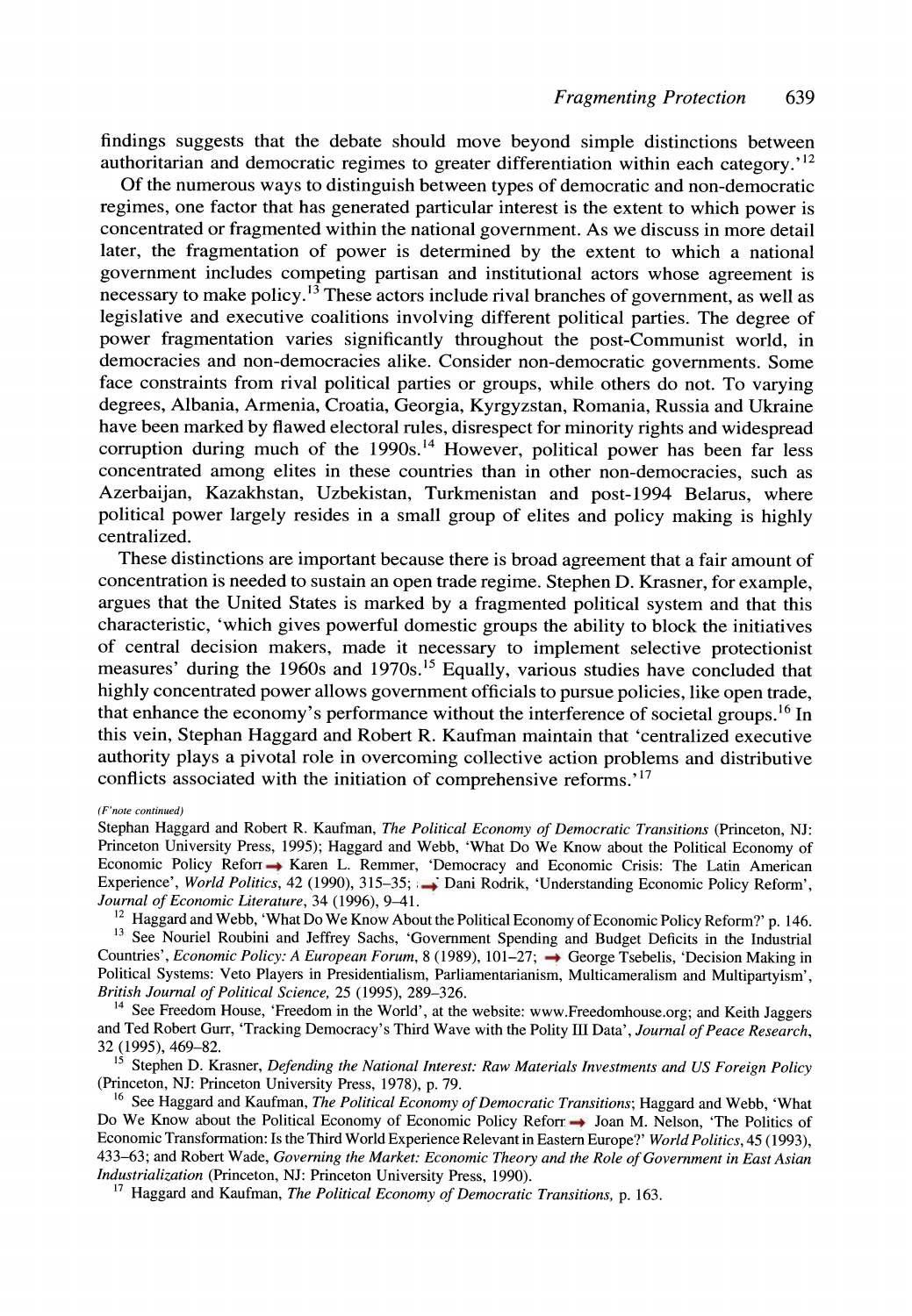findings suggests that the debate should move beyond simple distinctions between authoritarian and democratic regimes to greater differentiation within each category.'[12]

Of the numerous ways to distinguish between types of democratic and non-democratic regimes, one factor that has generated particular interest is the extent to which power is concentrated or fragmented within the national government. As we discuss in more detail later, the fragmentation of power is determined by the extent to which a national government includes competing partisan and institutional actors whose agreement is necessary to make policy.[13] These actors include rival branches of government, as well as legislative and executive coalitions involving different political parties. The degree of power fragmentation varies significantly throughout the post-Communist world, in democracies and non-democracies alike. Consider non-democratic governments. Some face constraints from rival political parties or groups, while others do not. To varying degrees, Albania, Armenia, Croatia, Georgia, Kyrgyzstan, Romania, Russia and Ukraine have been marked by flawed electoral rules, disrespect for minority rights and widespread corruption during much of the 1990s.[14] However, political power has been far less concentrated among elites in these countries than in other non-democracies, such as Azerbaijan, Kazakhstan, Uzbekistan, Turkmenistan and post-1994 Belarus, where political power largely resides in a small group of elites and policy making is highly centralized.

These distinctions are important because there is broad agreement that a fair amount of concentration is needed to sustain an open trade regime. Stephen D. Krasner, for example, argues that the United States is marked by a fragmented political system and that this characteristic, 'which gives powerful domestic groups the ability to block the initiatives of central decision makers, made it necessary to implement selective protectionist measures' during the 1960s and 1970s.[15] Equally, various studies have concluded that highly concentrated power allows government officials to pursue policies, like open trade, that enhance the economy's performance without the interference of societal groups.[16] In this vein, Stephan Haggard and Robert R. Kaufman maintain that 'centralized executive authority plays a pivotal role in overcoming collective action problems and distributive conflicts associated with the initiation of comprehensive reforms.'[17]

*(F'note continued)*
Stephan Haggard and Robert R. Kaufman, *The Political Economy of Democratic Transitions* (Princeton, NJ: Princeton University Press, 1995); Haggard and Webb, 'What Do We Know about the Political Economy of Economic Policy Reform'; Karen L. Remmer, 'Democracy and Economic Crisis: The Latin American Experience', *World Politics*, 42 (1990), 315–35; Dani Rodrik, 'Understanding Economic Policy Reform', *Journal of Economic Literature*, 34 (1996), 9–41.

[12] Haggard and Webb, 'What Do We Know About the Political Economy of Economic Policy Reform?' p. 146.

[13] See Nouriel Roubini and Jeffrey Sachs, 'Government Spending and Budget Deficits in the Industrial Countries', *Economic Policy: A European Forum*, 8 (1989), 101–27; George Tsebelis, 'Decision Making in Political Systems: Veto Players in Presidentialism, Parliamentarianism, Multicameralism and Multipartyism', *British Journal of Political Science*, 25 (1995), 289–326.

[14] See Freedom House, 'Freedom in the World', at the website: www.Freedomhouse.org; and Keith Jaggers and Ted Robert Gurr, 'Tracking Democracy's Third Wave with the Polity III Data', *Journal of Peace Research*, 32 (1995), 469–82.

[15] Stephen D. Krasner, *Defending the National Interest: Raw Materials Investments and US Foreign Policy* (Princeton, NJ: Princeton University Press, 1978), p. 79.

[16] See Haggard and Kaufman, *The Political Economy of Democratic Transitions*; Haggard and Webb, 'What Do We Know about the Political Economy of Economic Policy Reform'; Joan M. Nelson, 'The Politics of Economic Transformation: Is the Third World Experience Relevant in Eastern Europe?' *World Politics*, 45 (1993), 433–63; and Robert Wade, *Governing the Market: Economic Theory and the Role of Government in East Asian Industrialization* (Princeton, NJ: Princeton University Press, 1990).

[17] Haggard and Kaufman, *The Political Economy of Democratic Transitions*, p. 163.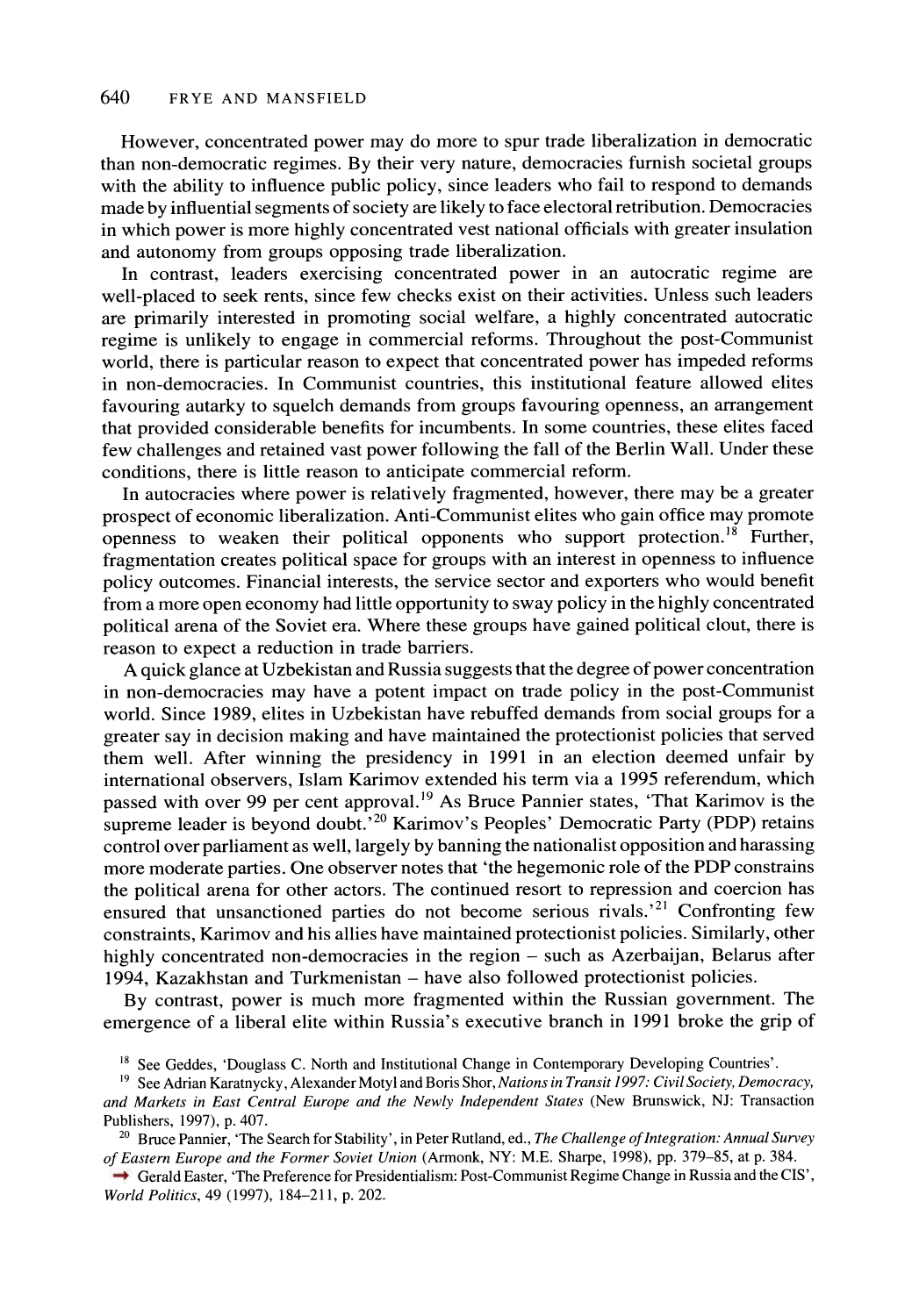However, concentrated power may do more to spur trade liberalization in democratic than non-democratic regimes. By their very nature, democracies furnish societal groups with the ability to influence public policy, since leaders who fail to respond to demands made by influential segments of society are likely to face electoral retribution. Democracies in which power is more highly concentrated vest national officials with greater insulation and autonomy from groups opposing trade liberalization.

In contrast, leaders exercising concentrated power in an autocratic regime are well-placed to seek rents, since few checks exist on their activities. Unless such leaders are primarily interested in promoting social welfare, a highly concentrated autocratic regime is unlikely to engage in commercial reforms. Throughout the post-Communist world, there is particular reason to expect that concentrated power has impeded reforms in non-democracies. In Communist countries, this institutional feature allowed elites favouring autarky to squelch demands from groups favouring openness, an arrangement that provided considerable benefits for incumbents. In some countries, these elites faced few challenges and retained vast power following the fall of the Berlin Wall. Under these conditions, there is little reason to anticipate commercial reform.

In autocracies where power is relatively fragmented, however, there may be a greater prospect of economic liberalization. Anti-Communist elites who gain office may promote openness to weaken their political opponents who support protection.[18] Further, fragmentation creates political space for groups with an interest in openness to influence policy outcomes. Financial interests, the service sector and exporters who would benefit from a more open economy had little opportunity to sway policy in the highly concentrated political arena of the Soviet era. Where these groups have gained political clout, there is reason to expect a reduction in trade barriers.

A quick glance at Uzbekistan and Russia suggests that the degree of power concentration in non-democracies may have a potent impact on trade policy in the post-Communist world. Since 1989, elites in Uzbekistan have rebuffed demands from social groups for a greater say in decision making and have maintained the protectionist policies that served them well. After winning the presidency in 1991 in an election deemed unfair by international observers, Islam Karimov extended his term via a 1995 referendum, which passed with over 99 per cent approval.[19] As Bruce Pannier states, 'That Karimov is the supreme leader is beyond doubt.'[20] Karimov's Peoples' Democratic Party (PDP) retains control over parliament as well, largely by banning the nationalist opposition and harassing more moderate parties. One observer notes that 'the hegemonic role of the PDP constrains the political arena for other actors. The continued resort to repression and coercion has ensured that unsanctioned parties do not become serious rivals.'[21] Confronting few constraints, Karimov and his allies have maintained protectionist policies. Similarly, other highly concentrated non-democracies in the region – such as Azerbaijan, Belarus after 1994, Kazakhstan and Turkmenistan – have also followed protectionist policies.

By contrast, power is much more fragmented within the Russian government. The emergence of a liberal elite within Russia's executive branch in 1991 broke the grip of

[18] See Geddes, 'Douglass C. North and Institutional Change in Contemporary Developing Countries'.

[19] See Adrian Karatnycky, Alexander Motyl and Boris Shor, *Nations in Transit 1997: Civil Society, Democracy, and Markets in East Central Europe and the Newly Independent States* (New Brunswick, NJ: Transaction Publishers, 1997), p. 407.

[20] Bruce Pannier, 'The Search for Stability', in Peter Rutland, ed., *The Challenge of Integration: Annual Survey of Eastern Europe and the Former Soviet Union* (Armonk, NY: M.E. Sharpe, 1998), pp. 379–85, at p. 384.

[21] Gerald Easter, 'The Preference for Presidentialism: Post-Communist Regime Change in Russia and the CIS', *World Politics*, 49 (1997), 184–211, p. 202.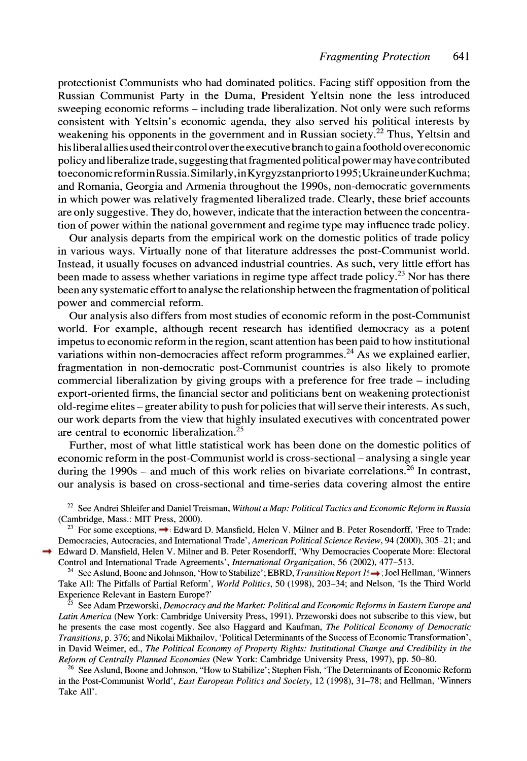protectionist Communists who had dominated politics. Facing stiff opposition from the Russian Communist Party in the Duma, President Yeltsin none the less introduced sweeping economic reforms – including trade liberalization. Not only were such reforms consistent with Yeltsin's economic agenda, they also served his political interests by weakening his opponents in the government and in Russian society.[22] Thus, Yeltsin and his liberal allies used their control over the executive branch to gain a foothold over economic policy and liberalize trade, suggesting that fragmented political power may have contributed to economic reform in Russia. Similarly, in Kyrgyzstan prior to 1995; Ukraine under Kuchma; and Romania, Georgia and Armenia throughout the 1990s, non-democratic governments in which power was relatively fragmented liberalized trade. Clearly, these brief accounts are only suggestive. They do, however, indicate that the interaction between the concentration of power within the national government and regime type may influence trade policy.

Our analysis departs from the empirical work on the domestic politics of trade policy in various ways. Virtually none of that literature addresses the post-Communist world. Instead, it usually focuses on advanced industrial countries. As such, very little effort has been made to assess whether variations in regime type affect trade policy.[23] Nor has there been any systematic effort to analyse the relationship between the fragmentation of political power and commercial reform.

Our analysis also differs from most studies of economic reform in the post-Communist world. For example, although recent research has identified democracy as a potent impetus to economic reform in the region, scant attention has been paid to how institutional variations within non-democracies affect reform programmes.[24] As we explained earlier, fragmentation in non-democratic post-Communist countries is also likely to promote commercial liberalization by giving groups with a preference for free trade – including export-oriented firms, the financial sector and politicians bent on weakening protectionist old-regime elites – greater ability to push for policies that will serve their interests. As such, our work departs from the view that highly insulated executives with concentrated power are central to economic liberalization.[25]

Further, most of what little statistical work has been done on the domestic politics of economic reform in the post-Communist world is cross-sectional – analysing a single year during the 1990s – and much of this work relies on bivariate correlations.[26] In contrast, our analysis is based on cross-sectional and time-series data covering almost the entire

[22] See Andrei Shleifer and Daniel Treisman, *Without a Map: Political Tactics and Economic Reform in Russia* (Cambridge, Mass.: MIT Press, 2000).

[23] For some exceptions, see Edward D. Mansfield, Helen V. Milner and B. Peter Rosendorff, 'Free to Trade: Democracies, Autocracies, and International Trade', *American Political Science Review*, 94 (2000), 305–21; and Edward D. Mansfield, Helen V. Milner and B. Peter Rosendorff, 'Why Democracies Cooperate More: Electoral Control and International Trade Agreements', *International Organization*, 56 (2002), 477–513.

[24] See Aslund, Boone and Johnson, 'How to Stabilize'; EBRD, *Transition Report 1*; Joel Hellman, 'Winners Take All: The Pitfalls of Partial Reform', *World Politics*, 50 (1998), 203–34; and Nelson, 'Is the Third World Experience Relevant in Eastern Europe?'

[25] See Adam Przeworski, *Democracy and the Market: Political and Economic Reforms in Eastern Europe and Latin America* (New York: Cambridge University Press, 1991). Przeworski does not subscribe to this view, but he presents the case most cogently. See also Haggard and Kaufman, *The Political Economy of Democratic Transitions*, p. 376; and Nikolai Mikhailov, 'Political Determinants of the Success of Economic Transformation', in David Weimer, ed., *The Political Economy of Property Rights: Institutional Change and Credibility in the Reform of Centrally Planned Economies* (New York: Cambridge University Press, 1997), pp. 50–80.

[26] See Aslund, Boone and Johnson, "How to Stabilize'; Stephen Fish, 'The Determinants of Economic Reform in the Post-Communist World', *East European Politics and Society*, 12 (1998), 31–78; and Hellman, 'Winners Take All'.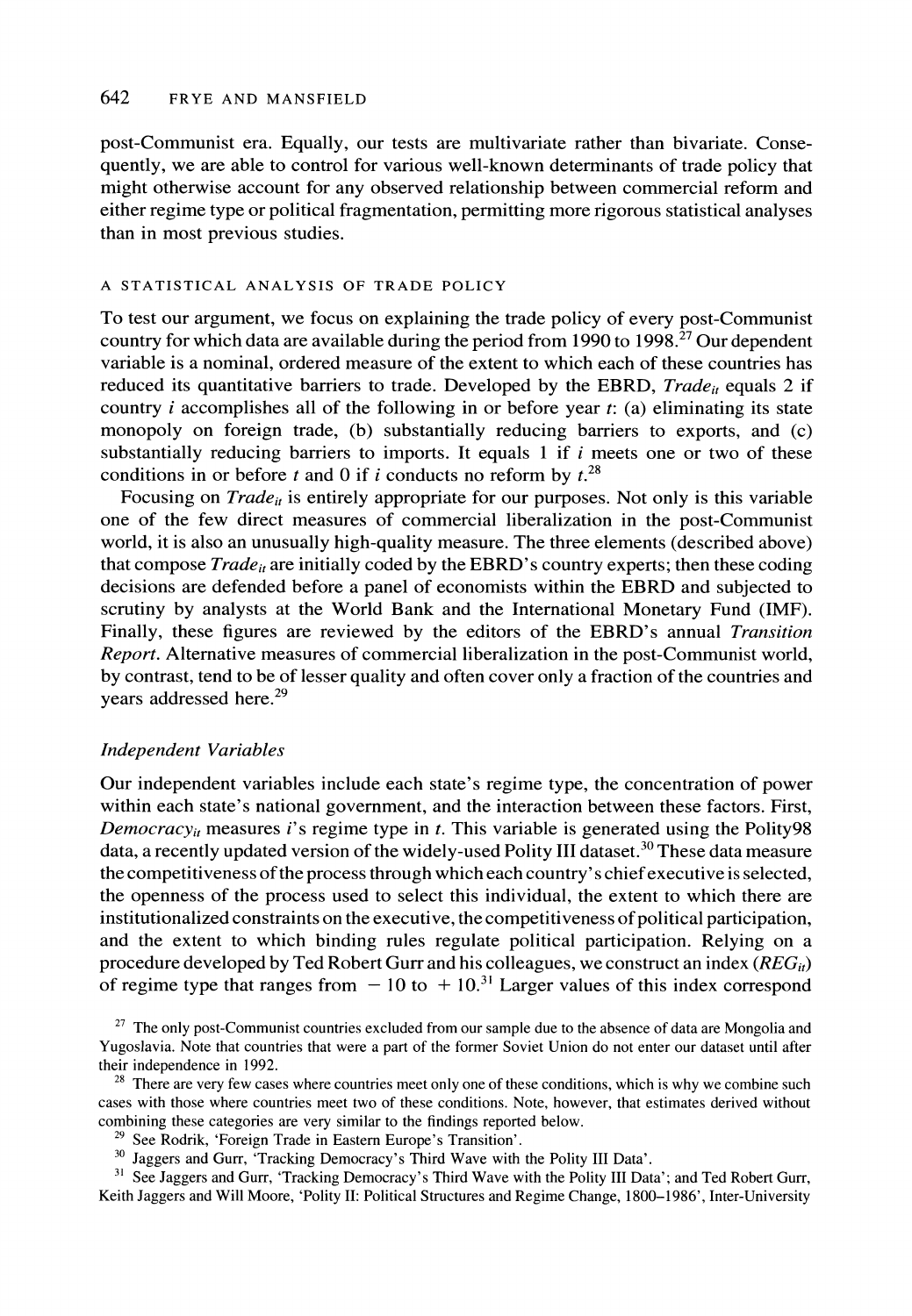post-Communist era. Equally, our tests are multivariate rather than bivariate. Consequently, we are able to control for various well-known determinants of trade policy that might otherwise account for any observed relationship between commercial reform and either regime type or political fragmentation, permitting more rigorous statistical analyses than in most previous studies.

## A STATISTICAL ANALYSIS OF TRADE POLICY

To test our argument, we focus on explaining the trade policy of every post-Communist country for which data are available during the period from 1990 to 1998.[27] Our dependent variable is a nominal, ordered measure of the extent to which each of these countries has reduced its quantitative barriers to trade. Developed by the EBRD, $Trade_{it}$ equals 2 if country $i$ accomplishes all of the following in or before year $t$: (a) eliminating its state monopoly on foreign trade, (b) substantially reducing barriers to exports, and (c) substantially reducing barriers to imports. It equals 1 if $i$ meets one or two of these conditions in or before $t$ and 0 if $i$ conducts no reform by $t$.[28]

Focusing on $Trade_{it}$ is entirely appropriate for our purposes. Not only is this variable one of the few direct measures of commercial liberalization in the post-Communist world, it is also an unusually high-quality measure. The three elements (described above) that compose $Trade_{it}$ are initially coded by the EBRD's country experts; then these coding decisions are defended before a panel of economists within the EBRD and subjected to scrutiny by analysts at the World Bank and the International Monetary Fund (IMF). Finally, these figures are reviewed by the editors of the EBRD's annual *Transition Report*. Alternative measures of commercial liberalization in the post-Communist world, by contrast, tend to be of lesser quality and often cover only a fraction of the countries and years addressed here.[29]

### *Independent Variables*

Our independent variables include each state's regime type, the concentration of power within each state's national government, and the interaction between these factors. First, $Democracy_{it}$ measures $i$'s regime type in $t$. This variable is generated using the Polity98 data, a recently updated version of the widely-used Polity III dataset.[30] These data measure the competitiveness of the process through which each country's chief executive is selected, the openness of the process used to select this individual, the extent to which there are institutionalized constraints on the executive, the competitiveness of political participation, and the extent to which binding rules regulate political participation. Relying on a procedure developed by Ted Robert Gurr and his colleagues, we construct an index ($REG_{it}$) of regime type that ranges from $-10$ to $+10$.[31] Larger values of this index correspond

[27] The only post-Communist countries excluded from our sample due to the absence of data are Mongolia and Yugoslavia. Note that countries that were a part of the former Soviet Union do not enter our dataset until after their independence in 1992.

[28] There are very few cases where countries meet only one of these conditions, which is why we combine such cases with those where countries meet two of these conditions. Note, however, that estimates derived without combining these categories are very similar to the findings reported below.

[29] See Rodrik, 'Foreign Trade in Eastern Europe's Transition'.

[30] Jaggers and Gurr, 'Tracking Democracy's Third Wave with the Polity III Data'.

[31] See Jaggers and Gurr, 'Tracking Democracy's Third Wave with the Polity III Data'; and Ted Robert Gurr, Keith Jaggers and Will Moore, 'Polity II: Political Structures and Regime Change, 1800–1986', Inter-University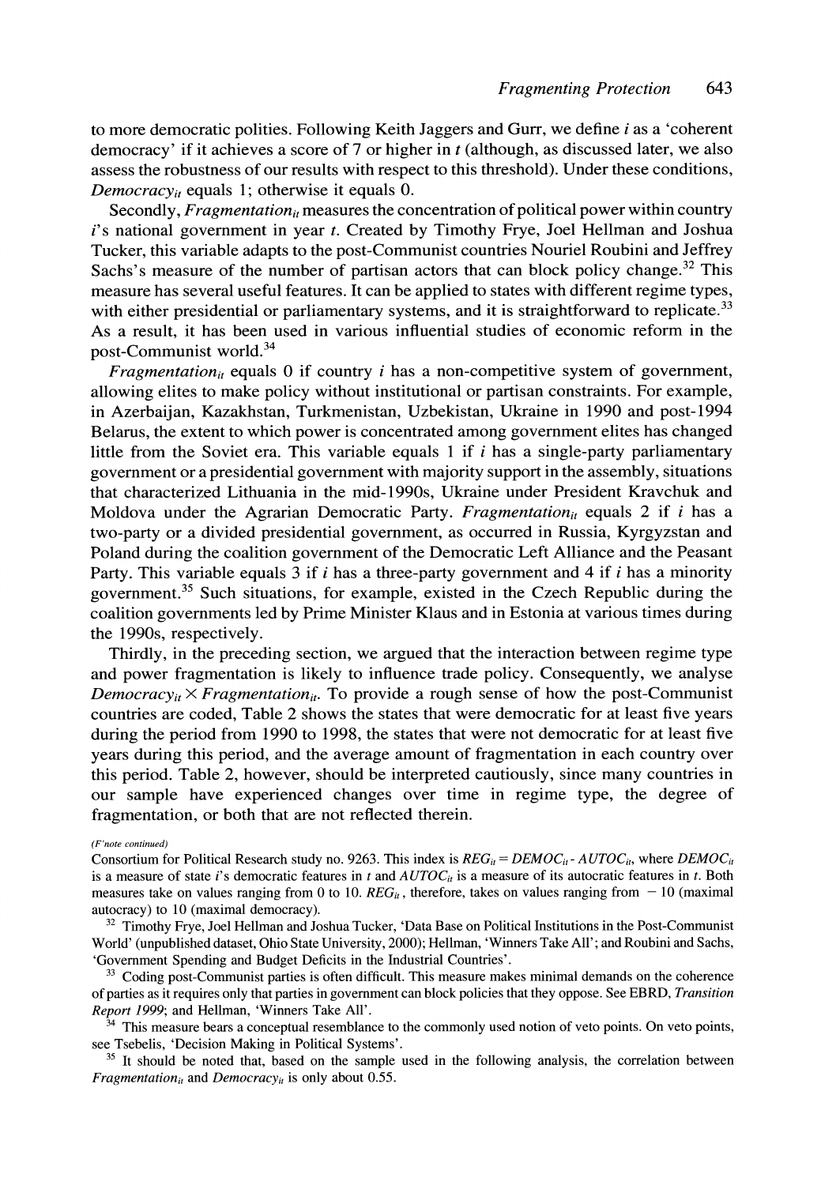to more democratic polities. Following Keith Jaggers and Gurr, we define $i$ as a 'coherent democracy' if it achieves a score of 7 or higher in $t$ (although, as discussed later, we also assess the robustness of our results with respect to this threshold). Under these conditions, $Democracy_{it}$ equals 1; otherwise it equals 0.

Secondly, $Fragmentation_{it}$ measures the concentration of political power within country $i$'s national government in year $t$. Created by Timothy Frye, Joel Hellman and Joshua Tucker, this variable adapts to the post-Communist countries Nouriel Roubini and Jeffrey Sachs's measure of the number of partisan actors that can block policy change.[32] This measure has several useful features. It can be applied to states with different regime types, with either presidential or parliamentary systems, and it is straightforward to replicate.[33] As a result, it has been used in various influential studies of economic reform in the post-Communist world.[34]

$Fragmentation_{it}$ equals 0 if country $i$ has a non-competitive system of government, allowing elites to make policy without institutional or partisan constraints. For example, in Azerbaijan, Kazakhstan, Turkmenistan, Uzbekistan, Ukraine in 1990 and post-1994 Belarus, the extent to which power is concentrated among government elites has changed little from the Soviet era. This variable equals 1 if $i$ has a single-party parliamentary government or a presidential government with majority support in the assembly, situations that characterized Lithuania in the mid-1990s, Ukraine under President Kravchuk and Moldova under the Agrarian Democratic Party. $Fragmentation_{it}$ equals 2 if $i$ has a two-party or a divided presidential government, as occurred in Russia, Kyrgyzstan and Poland during the coalition government of the Democratic Left Alliance and the Peasant Party. This variable equals 3 if $i$ has a three-party government and 4 if $i$ has a minority government.[35] Such situations, for example, existed in the Czech Republic during the coalition governments led by Prime Minister Klaus and in Estonia at various times during the 1990s, respectively.

Thirdly, in the preceding section, we argued that the interaction between regime type and power fragmentation is likely to influence trade policy. Consequently, we analyse $Democracy_{it} \times Fragmentation_{it}$. To provide a rough sense of how the post-Communist countries are coded, Table 2 shows the states that were democratic for at least five years during the period from 1990 to 1998, the states that were not democratic for at least five years during this period, and the average amount of fragmentation in each country over this period. Table 2, however, should be interpreted cautiously, since many countries in our sample have experienced changes over time in regime type, the degree of fragmentation, or both that are not reflected therein.

(F'note continued)

Consortium for Political Research study no. 9263. This index is $REG_{it} = DEMOC_{it} - AUTOC_{it}$, where $DEMOC_{it}$ is a measure of state $i$'s democratic features in $t$ and $AUTOC_{it}$ is a measure of its autocratic features in $t$. Both measures take on values ranging from 0 to 10. $REG_{it}$, therefore, takes on values ranging from $-10$ (maximal autocracy) to 10 (maximal democracy).

[32] Timothy Frye, Joel Hellman and Joshua Tucker, 'Data Base on Political Institutions in the Post-Communist World' (unpublished dataset, Ohio State University, 2000); Hellman, 'Winners Take All'; and Roubini and Sachs, 'Government Spending and Budget Deficits in the Industrial Countries'.

[33] Coding post-Communist parties is often difficult. This measure makes minimal demands on the coherence of parties as it requires only that parties in government can block policies that they oppose. See EBRD, *Transition Report 1999*; and Hellman, 'Winners Take All'.

[34] This measure bears a conceptual resemblance to the commonly used notion of veto points. On veto points, see Tsebelis, 'Decision Making in Political Systems'.

[35] It should be noted that, based on the sample used in the following analysis, the correlation between $Fragmentation_{it}$ and $Democracy_{it}$ is only about 0.55.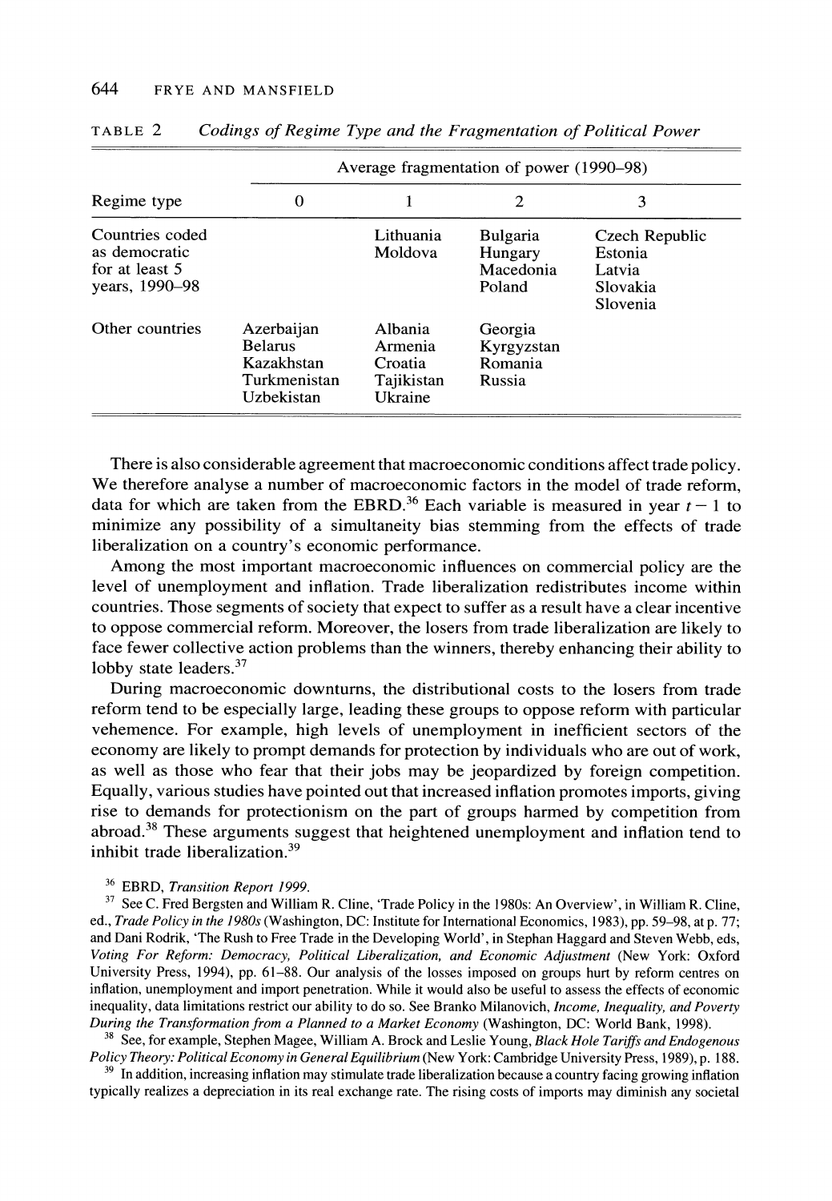TABLE 2 *Codings of Regime Type and the Fragmentation of Political Power*

| Regime type | Average fragmentation of power (1990–98) 0 | 1 | 2 | 3 |
|---|---|---|---|---|
| Countries coded as democratic for at least 5 years, 1990–98 | | Lithuania<br>Moldova | Bulgaria<br>Hungary<br>Macedonia<br>Poland | Czech Republic<br>Estonia<br>Latvia<br>Slovakia<br>Slovenia |
| Other countries | Azerbaijan<br>Belarus<br>Kazakhstan<br>Turkmenistan<br>Uzbekistan | Albania<br>Armenia<br>Croatia<br>Tajikistan<br>Ukraine | Georgia<br>Kyrgyzstan<br>Romania<br>Russia | |

There is also considerable agreement that macroeconomic conditions affect trade policy. We therefore analyse a number of macroeconomic factors in the model of trade reform, data for which are taken from the EBRD.[36] Each variable is measured in year $t-1$ to minimize any possibility of a simultaneity bias stemming from the effects of trade liberalization on a country's economic performance.

Among the most important macroeconomic influences on commercial policy are the level of unemployment and inflation. Trade liberalization redistributes income within countries. Those segments of society that expect to suffer as a result have a clear incentive to oppose commercial reform. Moreover, the losers from trade liberalization are likely to face fewer collective action problems than the winners, thereby enhancing their ability to lobby state leaders.[37]

During macroeconomic downturns, the distributional costs to the losers from trade reform tend to be especially large, leading these groups to oppose reform with particular vehemence. For example, high levels of unemployment in inefficient sectors of the economy are likely to prompt demands for protection by individuals who are out of work, as well as those who fear that their jobs may be jeopardized by foreign competition. Equally, various studies have pointed out that increased inflation promotes imports, giving rise to demands for protectionism on the part of groups harmed by competition from abroad.[38] These arguments suggest that heightened unemployment and inflation tend to inhibit trade liberalization.[39]

[36] EBRD, *Transition Report 1999*.

[37] See C. Fred Bergsten and William R. Cline, 'Trade Policy in the 1980s: An Overview', in William R. Cline, ed., *Trade Policy in the 1980s* (Washington, DC: Institute for International Economics, 1983), pp. 59–98, at p. 77; and Dani Rodrik, 'The Rush to Free Trade in the Developing World', in Stephan Haggard and Steven Webb, eds, *Voting For Reform: Democracy, Political Liberalization, and Economic Adjustment* (New York: Oxford University Press, 1994), pp. 61–88. Our analysis of the losses imposed on groups hurt by reform centres on inflation, unemployment and import penetration. While it would also be useful to assess the effects of economic inequality, data limitations restrict our ability to do so. See Branko Milanovich, *Income, Inequality, and Poverty During the Transformation from a Planned to a Market Economy* (Washington, DC: World Bank, 1998).

[38] See, for example, Stephen Magee, William A. Brock and Leslie Young, *Black Hole Tariffs and Endogenous Policy Theory: Political Economy in General Equilibrium* (New York: Cambridge University Press, 1989), p. 188.

[39] In addition, increasing inflation may stimulate trade liberalization because a country facing growing inflation typically realizes a depreciation in its real exchange rate. The rising costs of imports may diminish any societal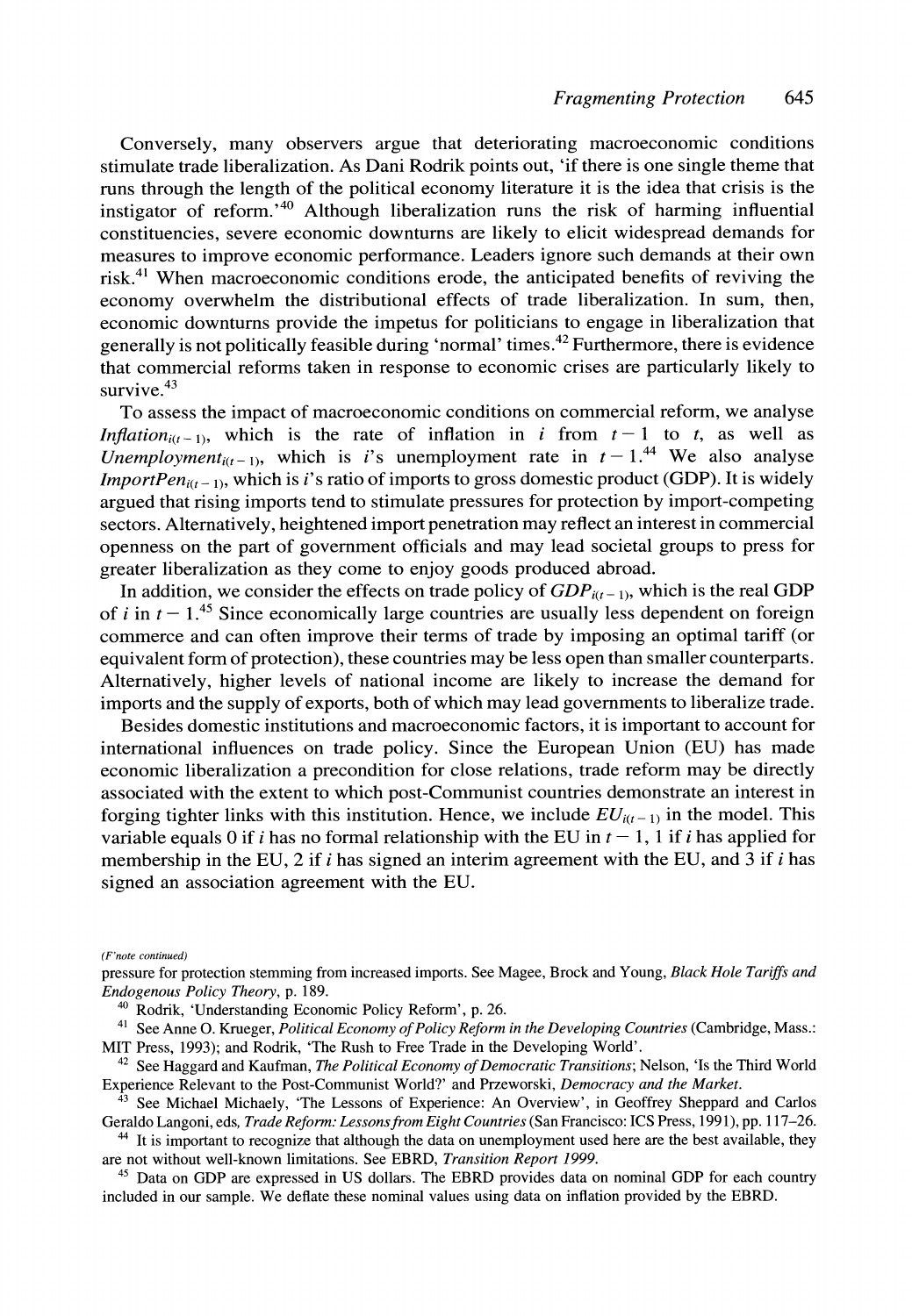Conversely, many observers argue that deteriorating macroeconomic conditions stimulate trade liberalization. As Dani Rodrik points out, 'if there is one single theme that runs through the length of the political economy literature it is the idea that crisis is the instigator of reform.'[40] Although liberalization runs the risk of harming influential constituencies, severe economic downturns are likely to elicit widespread demands for measures to improve economic performance. Leaders ignore such demands at their own risk.[41] When macroeconomic conditions erode, the anticipated benefits of reviving the economy overwhelm the distributional effects of trade liberalization. In sum, then, economic downturns provide the impetus for politicians to engage in liberalization that generally is not politically feasible during 'normal' times.[42] Furthermore, there is evidence that commercial reforms taken in response to economic crises are particularly likely to survive.[43]

To assess the impact of macroeconomic conditions on commercial reform, we analyse $Inflation_{i(t-1)}$, which is the rate of inflation in $i$ from $t-1$ to $t$, as well as $Unemployment_{i(t-1)}$, which is $i$'s unemployment rate in $t-1$.[44] We also analyse $ImportPen_{i(t-1)}$, which is $i$'s ratio of imports to gross domestic product (GDP). It is widely argued that rising imports tend to stimulate pressures for protection by import-competing sectors. Alternatively, heightened import penetration may reflect an interest in commercial openness on the part of government officials and may lead societal groups to press for greater liberalization as they come to enjoy goods produced abroad.

In addition, we consider the effects on trade policy of $GDP_{i(t-1)}$, which is the real GDP of $i$ in $t-1$.[45] Since economically large countries are usually less dependent on foreign commerce and can often improve their terms of trade by imposing an optimal tariff (or equivalent form of protection), these countries may be less open than smaller counterparts. Alternatively, higher levels of national income are likely to increase the demand for imports and the supply of exports, both of which may lead governments to liberalize trade.

Besides domestic institutions and macroeconomic factors, it is important to account for international influences on trade policy. Since the European Union (EU) has made economic liberalization a precondition for close relations, trade reform may be directly associated with the extent to which post-Communist countries demonstrate an interest in forging tighter links with this institution. Hence, we include $EU_{i(t-1)}$ in the model. This variable equals 0 if $i$ has no formal relationship with the EU in $t-1$, 1 if $i$ has applied for membership in the EU, 2 if $i$ has signed an interim agreement with the EU, and 3 if $i$ has signed an association agreement with the EU.

*(F'note continued)*

pressure for protection stemming from increased imports. See Magee, Brock and Young, *Black Hole Tariffs and Endogenous Policy Theory*, p. 189.

[40] Rodrik, 'Understanding Economic Policy Reform', p. 26.

[41] See Anne O. Krueger, *Political Economy of Policy Reform in the Developing Countries* (Cambridge, Mass.: MIT Press, 1993); and Rodrik, 'The Rush to Free Trade in the Developing World'.

[42] See Haggard and Kaufman, *The Political Economy of Democratic Transitions*; Nelson, 'Is the Third World Experience Relevant to the Post-Communist World?' and Przeworski, *Democracy and the Market*.

[43] See Michael Michaely, 'The Lessons of Experience: An Overview', in Geoffrey Sheppard and Carlos Geraldo Langoni, eds, *Trade Reform: Lessons from Eight Countries* (San Francisco: ICS Press, 1991), pp. 117–26.

[44] It is important to recognize that although the data on unemployment used here are the best available, they are not without well-known limitations. See EBRD, *Transition Report 1999*.

[45] Data on GDP are expressed in US dollars. The EBRD provides data on nominal GDP for each country included in our sample. We deflate these nominal values using data on inflation provided by the EBRD.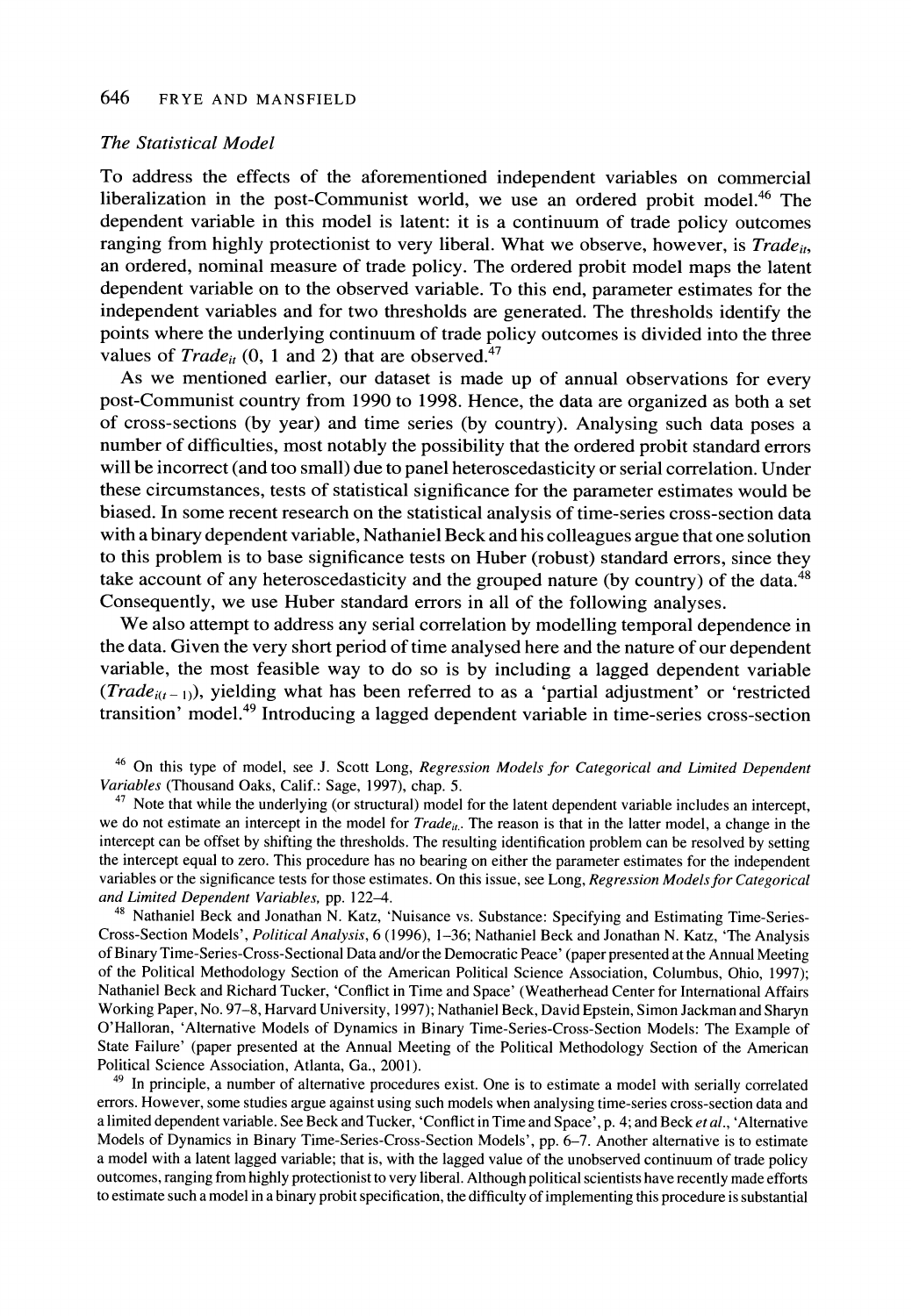### *The Statistical Model*

To address the effects of the aforementioned independent variables on commercial liberalization in the post-Communist world, we use an ordered probit model.[46] The dependent variable in this model is latent: it is a continuum of trade policy outcomes ranging from highly protectionist to very liberal. What we observe, however, is $Trade_{it}$, an ordered, nominal measure of trade policy. The ordered probit model maps the latent dependent variable on to the observed variable. To this end, parameter estimates for the independent variables and for two thresholds are generated. The thresholds identify the points where the underlying continuum of trade policy outcomes is divided into the three values of $Trade_{it}$ (0, 1 and 2) that are observed.[47]

As we mentioned earlier, our dataset is made up of annual observations for every post-Communist country from 1990 to 1998. Hence, the data are organized as both a set of cross-sections (by year) and time series (by country). Analysing such data poses a number of difficulties, most notably the possibility that the ordered probit standard errors will be incorrect (and too small) due to panel heteroscedasticity or serial correlation. Under these circumstances, tests of statistical significance for the parameter estimates would be biased. In some recent research on the statistical analysis of time-series cross-section data with a binary dependent variable, Nathaniel Beck and his colleagues argue that one solution to this problem is to base significance tests on Huber (robust) standard errors, since they take account of any heteroscedasticity and the grouped nature (by country) of the data.[48] Consequently, we use Huber standard errors in all of the following analyses.

We also attempt to address any serial correlation by modelling temporal dependence in the data. Given the very short period of time analysed here and the nature of our dependent variable, the most feasible way to do so is by including a lagged dependent variable ($Trade_{i(t-1)}$), yielding what has been referred to as a 'partial adjustment' or 'restricted transition' model.[49] Introducing a lagged dependent variable in time-series cross-section

[46] On this type of model, see J. Scott Long, *Regression Models for Categorical and Limited Dependent Variables* (Thousand Oaks, Calif.: Sage, 1997), chap. 5.

[47] Note that while the underlying (or structural) model for the latent dependent variable includes an intercept, we do not estimate an intercept in the model for $Trade_{it}$. The reason is that in the latter model, a change in the intercept can be offset by shifting the thresholds. The resulting identification problem can be resolved by setting the intercept equal to zero. This procedure has no bearing on either the parameter estimates for the independent variables or the significance tests for those estimates. On this issue, see Long, *Regression Models for Categorical and Limited Dependent Variables*, pp. 122–4.

[48] Nathaniel Beck and Jonathan N. Katz, 'Nuisance vs. Substance: Specifying and Estimating Time-Series-Cross-Section Models', *Political Analysis*, 6 (1996), 1–36; Nathaniel Beck and Jonathan N. Katz, 'The Analysis of Binary Time-Series-Cross-Sectional Data and/or the Democratic Peace' (paper presented at the Annual Meeting of the Political Methodology Section of the American Political Science Association, Columbus, Ohio, 1997); Nathaniel Beck and Richard Tucker, 'Conflict in Time and Space' (Weatherhead Center for International Affairs Working Paper, No. 97–8, Harvard University, 1997); Nathaniel Beck, David Epstein, Simon Jackman and Sharyn O'Halloran, 'Alternative Models of Dynamics in Binary Time-Series-Cross-Section Models: The Example of State Failure' (paper presented at the Annual Meeting of the Political Methodology Section of the American Political Science Association, Atlanta, Ga., 2001).

[49] In principle, a number of alternative procedures exist. One is to estimate a model with serially correlated errors. However, some studies argue against using such models when analysing time-series cross-section data and a limited dependent variable. See Beck and Tucker, 'Conflict in Time and Space', p. 4; and Beck *et al*., 'Alternative Models of Dynamics in Binary Time-Series-Cross-Section Models', pp. 6–7. Another alternative is to estimate a model with a latent lagged variable; that is, with the lagged value of the unobserved continuum of trade policy outcomes, ranging from highly protectionist to very liberal. Although political scientists have recently made efforts to estimate such a model in a binary probit specification, the difficulty of implementing this procedure is substantial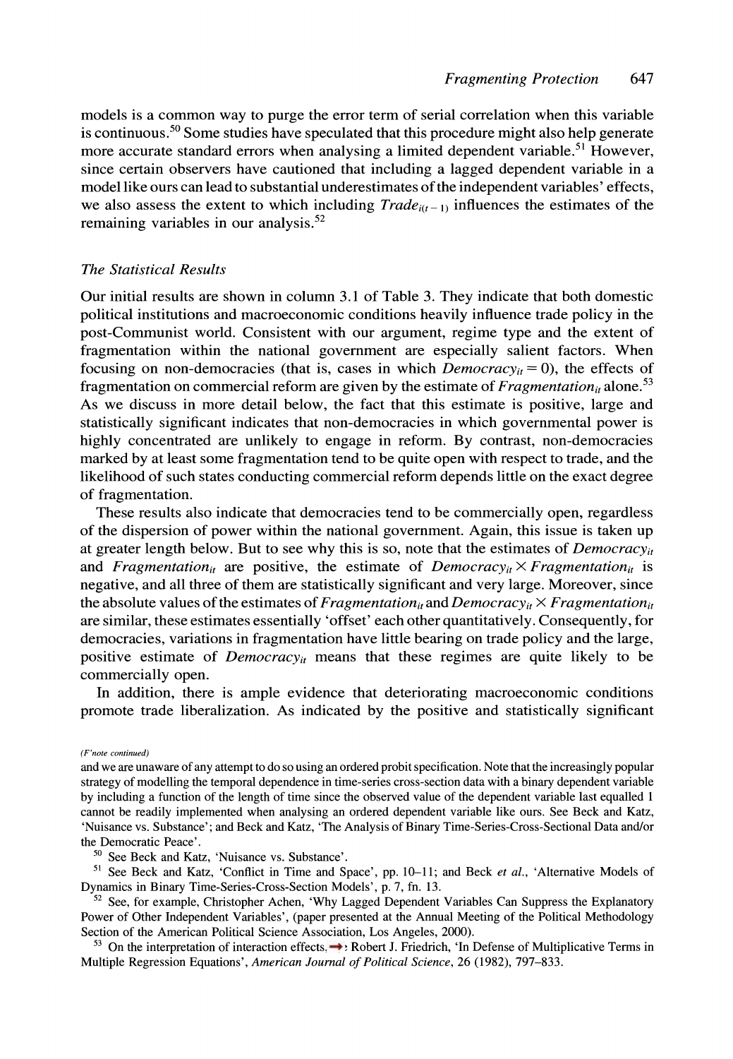models is a common way to purge the error term of serial correlation when this variable is continuous.[50] Some studies have speculated that this procedure might also help generate more accurate standard errors when analysing a limited dependent variable.[51] However, since certain observers have cautioned that including a lagged dependent variable in a model like ours can lead to substantial underestimates of the independent variables' effects, we also assess the extent to which including $Trade_{i(t-1)}$ influences the estimates of the remaining variables in our analysis.[52]

### *The Statistical Results*

Our initial results are shown in column 3.1 of Table 3. They indicate that both domestic political institutions and macroeconomic conditions heavily influence trade policy in the post-Communist world. Consistent with our argument, regime type and the extent of fragmentation within the national government are especially salient factors. When focusing on non-democracies (that is, cases in which $Democracy_{it} = 0$), the effects of fragmentation on commercial reform are given by the estimate of $Fragmentation_{it}$ alone.[53] As we discuss in more detail below, the fact that this estimate is positive, large and statistically significant indicates that non-democracies in which governmental power is highly concentrated are unlikely to engage in reform. By contrast, non-democracies marked by at least some fragmentation tend to be quite open with respect to trade, and the likelihood of such states conducting commercial reform depends little on the exact degree of fragmentation.

These results also indicate that democracies tend to be commercially open, regardless of the dispersion of power within the national government. Again, this issue is taken up at greater length below. But to see why this is so, note that the estimates of $Democracy_{it}$ and $Fragmentation_{it}$ are positive, the estimate of $Democracy_{it} \times Fragmentation_{it}$ is negative, and all three of them are statistically significant and very large. Moreover, since the absolute values of the estimates of $Fragmentation_{it}$ and $Democracy_{it} \times Fragmentation_{it}$ are similar, these estimates essentially 'offset' each other quantitatively. Consequently, for democracies, variations in fragmentation have little bearing on trade policy and the large, positive estimate of $Democracy_{it}$ means that these regimes are quite likely to be commercially open.

In addition, there is ample evidence that deteriorating macroeconomic conditions promote trade liberalization. As indicated by the positive and statistically significant

---

*(F'note continued)*

and we are unaware of any attempt to do so using an ordered probit specification. Note that the increasingly popular strategy of modelling the temporal dependence in time-series cross-section data with a binary dependent variable by including a function of the length of time since the observed value of the dependent variable last equalled 1 cannot be readily implemented when analysing an ordered dependent variable like ours. See Beck and Katz, 'Nuisance vs. Substance'; and Beck and Katz, 'The Analysis of Binary Time-Series-Cross-Sectional Data and/or the Democratic Peace'.

[50] See Beck and Katz, 'Nuisance vs. Substance'.

[51] See Beck and Katz, 'Conflict in Time and Space', pp. 10–11; and Beck *et al.*, 'Alternative Models of Dynamics in Binary Time-Series-Cross-Section Models', p. 7, fn. 13.

[52] See, for example, Christopher Achen, 'Why Lagged Dependent Variables Can Suppress the Explanatory Power of Other Independent Variables', (paper presented at the Annual Meeting of the Political Methodology Section of the American Political Science Association, Los Angeles, 2000).

[53] On the interpretation of interaction effects, see Robert J. Friedrich, 'In Defense of Multiplicative Terms in Multiple Regression Equations', *American Journal of Political Science*, 26 (1982), 797–833.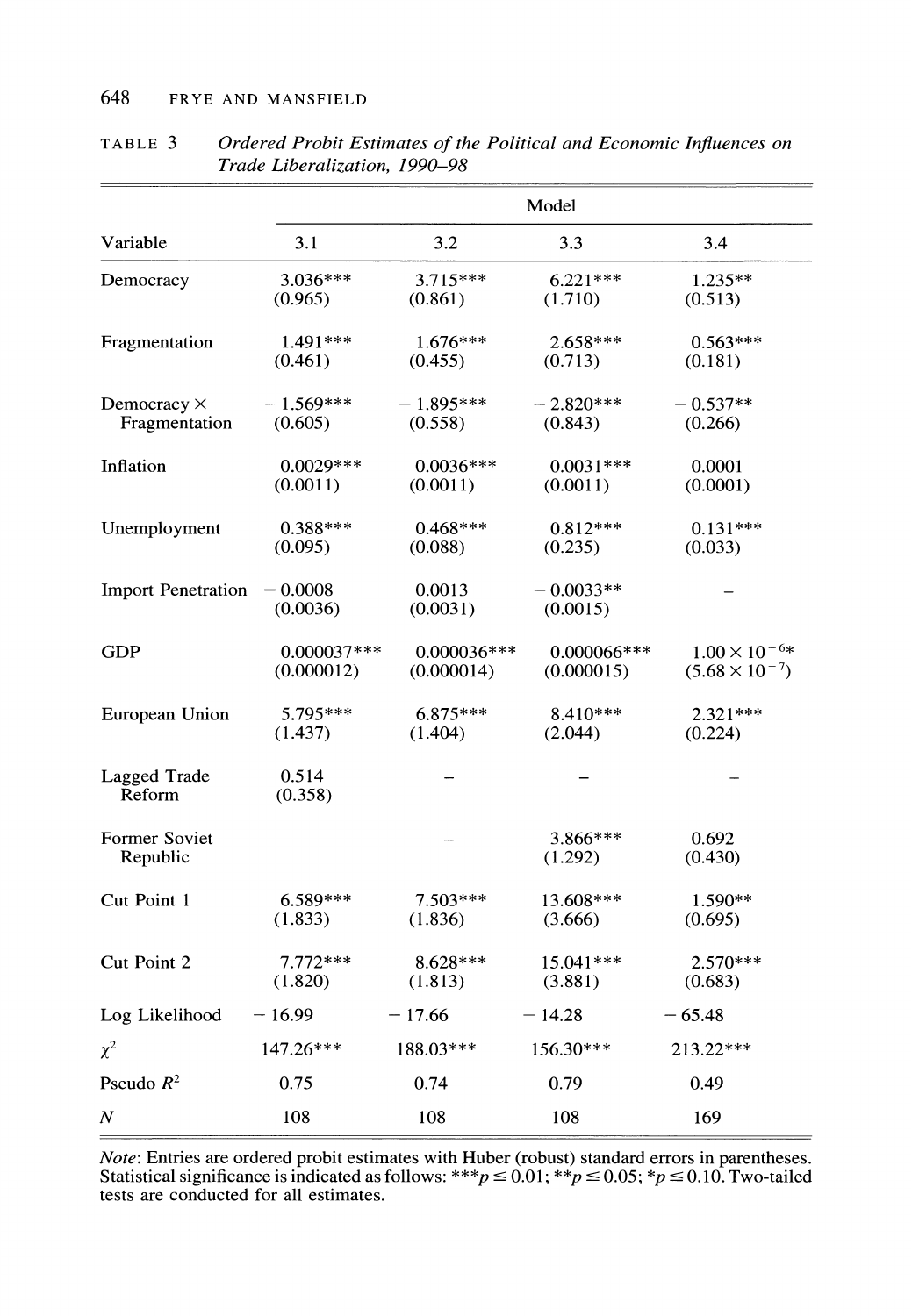TABLE 3 *Ordered Probit Estimates of the Political and Economic Influences on Trade Liberalization, 1990–98*

| | Model | | | |
|---|---|---|---|---|
| Variable | 3.1 | 3.2 | 3.3 | 3.4 |
| Democracy | 3.036*** (0.965) | 3.715*** (0.861) | 6.221*** (1.710) | 1.235** (0.513) |
| Fragmentation | 1.491*** (0.461) | 1.676*** (0.455) | 2.658*** (0.713) | 0.563*** (0.181) |
| Democracy × Fragmentation | − 1.569*** (0.605) | − 1.895*** (0.558) | − 2.820*** (0.843) | − 0.537** (0.266) |
| Inflation | 0.0029*** (0.0011) | 0.0036*** (0.0011) | 0.0031*** (0.0011) | 0.0001 (0.0001) |
| Unemployment | 0.388*** (0.095) | 0.468*** (0.088) | 0.812*** (0.235) | 0.131*** (0.033) |
| Import Penetration | − 0.0008 (0.0036) | 0.0013 (0.0031) | − 0.0033** (0.0015) | – |
| GDP | 0.000037*** (0.000012) | 0.000036*** (0.000014) | 0.000066*** (0.000015) | $1.00 \times 10^{-6}$* ($5.68 \times 10^{-7}$) |
| European Union | 5.795*** (1.437) | 6.875*** (1.404) | 8.410*** (2.044) | 2.321*** (0.224) |
| Lagged Trade Reform | 0.514 (0.358) | – | – | – |
| Former Soviet Republic | – | – | 3.866*** (1.292) | 0.692 (0.430) |
| Cut Point 1 | 6.589*** (1.833) | 7.503*** (1.836) | 13.608*** (3.666) | 1.590** (0.695) |
| Cut Point 2 | 7.772*** (1.820) | 8.628*** (1.813) | 15.041*** (3.881) | 2.570*** (0.683) |
| Log Likelihood | − 16.99 | − 17.66 | − 14.28 | − 65.48 |
| $\chi^2$ | 147.26*** | 188.03*** | 156.30*** | 213.22*** |
| Pseudo $R^2$ | 0.75 | 0.74 | 0.79 | 0.49 |
| $N$ | 108 | 108 | 108 | 169 |

*Note*: Entries are ordered probit estimates with Huber (robust) standard errors in parentheses. Statistical significance is indicated as follows: ***$p \leq 0.01$; **$p \leq 0.05$; *$p \leq 0.10$. Two-tailed tests are conducted for all estimates.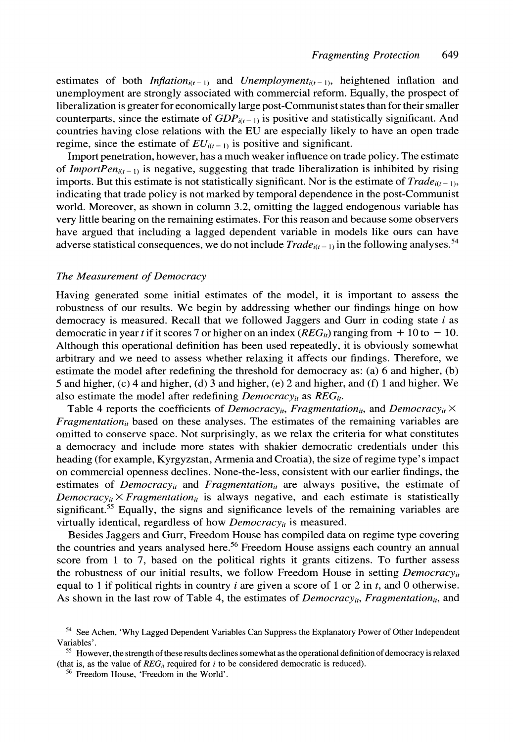estimates of both $Inflation_{i(t-1)}$ and $Unemployment_{i(t-1)}$, heightened inflation and unemployment are strongly associated with commercial reform. Equally, the prospect of liberalization is greater for economically large post-Communist states than for their smaller counterparts, since the estimate of $GDP_{i(t-1)}$ is positive and statistically significant. And countries having close relations with the EU are especially likely to have an open trade regime, since the estimate of $EU_{i(t-1)}$ is positive and significant.

Import penetration, however, has a much weaker influence on trade policy. The estimate of $ImportPen_{i(t-1)}$ is negative, suggesting that trade liberalization is inhibited by rising imports. But this estimate is not statistically significant. Nor is the estimate of $Trade_{i(t-1)}$, indicating that trade policy is not marked by temporal dependence in the post-Communist world. Moreover, as shown in column 3.2, omitting the lagged endogenous variable has very little bearing on the remaining estimates. For this reason and because some observers have argued that including a lagged dependent variable in models like ours can have adverse statistical consequences, we do not include $Trade_{i(t-1)}$ in the following analyses.[54]

### *The Measurement of Democracy*

Having generated some initial estimates of the model, it is important to assess the robustness of our results. We begin by addressing whether our findings hinge on how democracy is measured. Recall that we followed Jaggers and Gurr in coding state *i* as democratic in year *t* if it scores 7 or higher on an index ($REG_{it}$) ranging from $+10$ to $-10$. Although this operational definition has been used repeatedly, it is obviously somewhat arbitrary and we need to assess whether relaxing it affects our findings. Therefore, we estimate the model after redefining the threshold for democracy as: (a) 6 and higher, (b) 5 and higher, (c) 4 and higher, (d) 3 and higher, (e) 2 and higher, and (f) 1 and higher. We also estimate the model after redefining $Democracy_{it}$ as $REG_{it}$.

Table 4 reports the coefficients of $Democracy_{it}$, $Fragmentation_{it}$, and $Democracy_{it} \times Fragmentation_{it}$ based on these analyses. The estimates of the remaining variables are omitted to conserve space. Not surprisingly, as we relax the criteria for what constitutes a democracy and include more states with shakier democratic credentials under this heading (for example, Kyrgyzstan, Armenia and Croatia), the size of regime type's impact on commercial openness declines. None-the-less, consistent with our earlier findings, the estimates of $Democracy_{it}$ and $Fragmentation_{it}$ are always positive, the estimate of $Democracy_{it} \times Fragmentation_{it}$ is always negative, and each estimate is statistically significant.[55] Equally, the signs and significance levels of the remaining variables are virtually identical, regardless of how $Democracy_{it}$ is measured.

Besides Jaggers and Gurr, Freedom House has compiled data on regime type covering the countries and years analysed here.[56] Freedom House assigns each country an annual score from 1 to 7, based on the political rights it grants citizens. To further assess the robustness of our initial results, we follow Freedom House in setting $Democracy_{it}$ equal to 1 if political rights in country *i* are given a score of 1 or 2 in *t*, and 0 otherwise. As shown in the last row of Table 4, the estimates of $Democracy_{it}$, $Fragmentation_{it}$, and

[54] See Achen, 'Why Lagged Dependent Variables Can Suppress the Explanatory Power of Other Independent Variables'.

[55] However, the strength of these results declines somewhat as the operational definition of democracy is relaxed (that is, as the value of $REG_{it}$ required for *i* to be considered democratic is reduced).

[56] Freedom House, 'Freedom in the World'.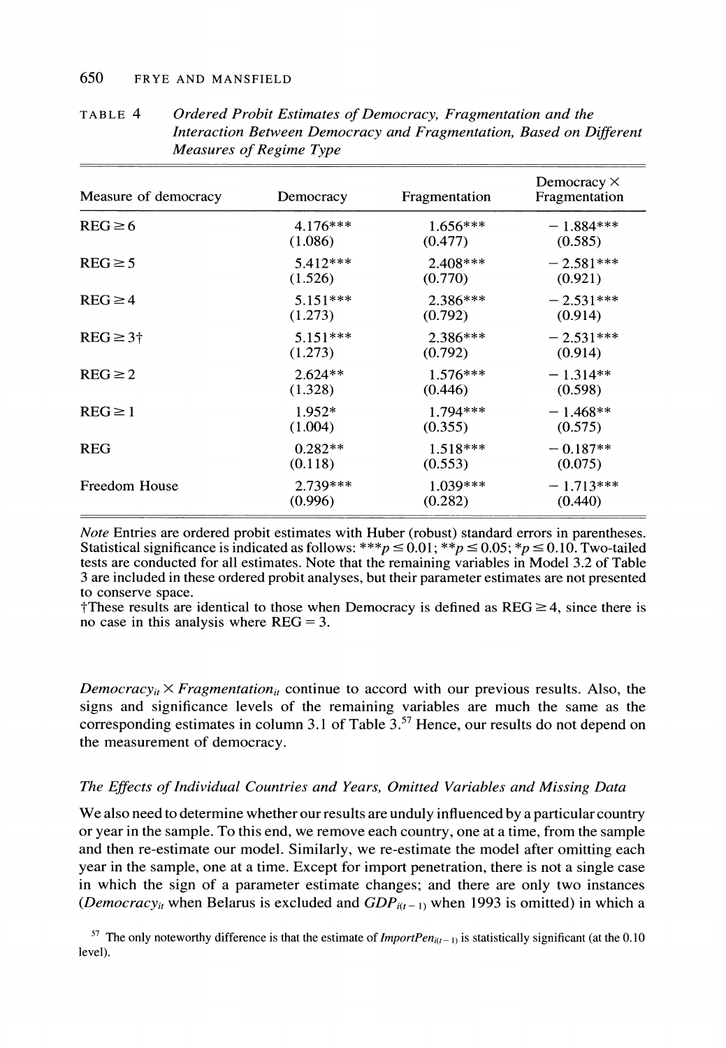TABLE 4 *Ordered Probit Estimates of Democracy, Fragmentation and the Interaction Between Democracy and Fragmentation, Based on Different Measures of Regime Type*

| Measure of democracy | Democracy | Fragmentation | Democracy × Fragmentation |
|---|---|---|---|
| REG ≥ 6 | 4.176*** | 1.656*** | − 1.884*** |
| | (1.086) | (0.477) | (0.585) |
| REG ≥ 5 | 5.412*** | 2.408*** | − 2.581*** |
| | (1.526) | (0.770) | (0.921) |
| REG ≥ 4 | 5.151*** | 2.386*** | − 2.531*** |
| | (1.273) | (0.792) | (0.914) |
| REG ≥ 3† | 5.151*** | 2.386*** | − 2.531*** |
| | (1.273) | (0.792) | (0.914) |
| REG ≥ 2 | 2.624** | 1.576*** | − 1.314** |
| | (1.328) | (0.446) | (0.598) |
| REG ≥ 1 | 1.952* | 1.794*** | − 1.468** |
| | (1.004) | (0.355) | (0.575) |
| REG | 0.282** | 1.518*** | − 0.187** |
| | (0.118) | (0.553) | (0.075) |
| Freedom House | 2.739*** | 1.039*** | − 1.713*** |
| | (0.996) | (0.282) | (0.440) |

*Note* Entries are ordered probit estimates with Huber (robust) standard errors in parentheses. Statistical significance is indicated as follows: ***$p \leq 0.01$; **$p \leq 0.05$; *$p \leq 0.10$. Two-tailed tests are conducted for all estimates. Note that the remaining variables in Model 3.2 of Table 3 are included in these ordered probit analyses, but their parameter estimates are not presented to conserve space.

†These results are identical to those when Democracy is defined as REG ≥ 4, since there is no case in this analysis where REG = 3.

$Democracy_{it} \times Fragmentation_{it}$ continue to accord with our previous results. Also, the signs and significance levels of the remaining variables are much the same as the corresponding estimates in column 3.1 of Table 3.[57] Hence, our results do not depend on the measurement of democracy.

### *The Effects of Individual Countries and Years, Omitted Variables and Missing Data*

We also need to determine whether our results are unduly influenced by a particular country or year in the sample. To this end, we remove each country, one at a time, from the sample and then re-estimate our model. Similarly, we re-estimate the model after omitting each year in the sample, one at a time. Except for import penetration, there is not a single case in which the sign of a parameter estimate changes; and there are only two instances ($Democracy_{it}$ when Belarus is excluded and $GDP_{i(t-1)}$ when 1993 is omitted) in which a

[57] The only noteworthy difference is that the estimate of $ImportPen_{i(t-1)}$ is statistically significant (at the 0.10 level).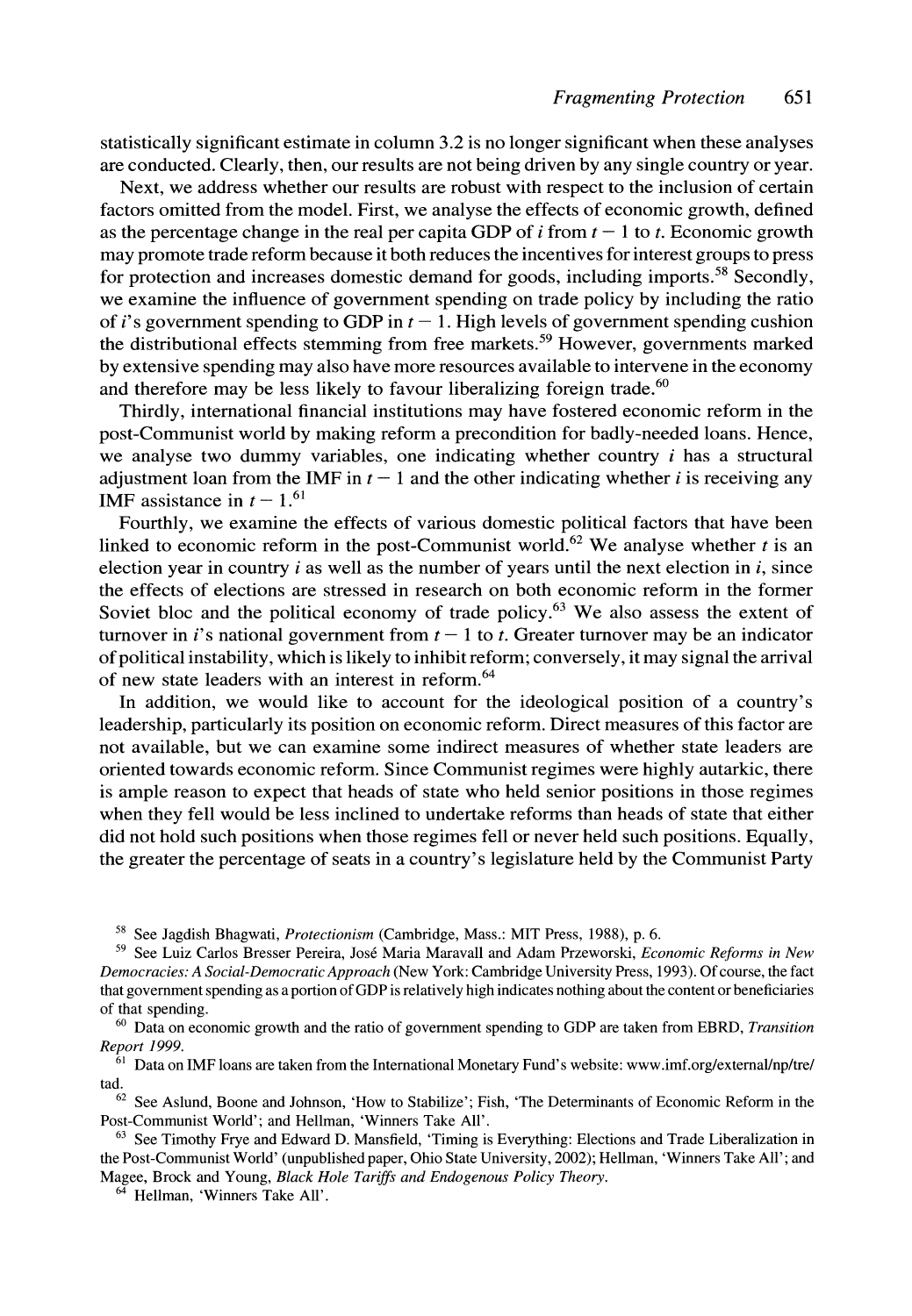statistically significant estimate in column 3.2 is no longer significant when these analyses are conducted. Clearly, then, our results are not being driven by any single country or year.

Next, we address whether our results are robust with respect to the inclusion of certain factors omitted from the model. First, we analyse the effects of economic growth, defined as the percentage change in the real per capita GDP of $i$ from $t - 1$ to $t$. Economic growth may promote trade reform because it both reduces the incentives for interest groups to press for protection and increases domestic demand for goods, including imports.[58] Secondly, we examine the influence of government spending on trade policy by including the ratio of $i$'s government spending to GDP in $t - 1$. High levels of government spending cushion the distributional effects stemming from free markets.[59] However, governments marked by extensive spending may also have more resources available to intervene in the economy and therefore may be less likely to favour liberalizing foreign trade.[60]

Thirdly, international financial institutions may have fostered economic reform in the post-Communist world by making reform a precondition for badly-needed loans. Hence, we analyse two dummy variables, one indicating whether country $i$ has a structural adjustment loan from the IMF in $t - 1$ and the other indicating whether $i$ is receiving any IMF assistance in $t - 1$.[61]

Fourthly, we examine the effects of various domestic political factors that have been linked to economic reform in the post-Communist world.[62] We analyse whether $t$ is an election year in country $i$ as well as the number of years until the next election in $i$, since the effects of elections are stressed in research on both economic reform in the former Soviet bloc and the political economy of trade policy.[63] We also assess the extent of turnover in $i$'s national government from $t - 1$ to $t$. Greater turnover may be an indicator of political instability, which is likely to inhibit reform; conversely, it may signal the arrival of new state leaders with an interest in reform.[64]

In addition, we would like to account for the ideological position of a country's leadership, particularly its position on economic reform. Direct measures of this factor are not available, but we can examine some indirect measures of whether state leaders are oriented towards economic reform. Since Communist regimes were highly autarkic, there is ample reason to expect that heads of state who held senior positions in those regimes when they fell would be less inclined to undertake reforms than heads of state that either did not hold such positions when those regimes fell or never held such positions. Equally, the greater the percentage of seats in a country's legislature held by the Communist Party

[58] See Jagdish Bhagwati, *Protectionism* (Cambridge, Mass.: MIT Press, 1988), p. 6.

[59] See Luiz Carlos Bresser Pereira, José Maria Maravall and Adam Przeworski, *Economic Reforms in New Democracies: A Social-Democratic Approach* (New York: Cambridge University Press, 1993). Of course, the fact that government spending as a portion of GDP is relatively high indicates nothing about the content or beneficiaries of that spending.

[60] Data on economic growth and the ratio of government spending to GDP are taken from EBRD, *Transition Report 1999*.

[61] Data on IMF loans are taken from the International Monetary Fund's website: www.imf.org/external/np/tre/tad.

[62] See Aslund, Boone and Johnson, 'How to Stabilize'; Fish, 'The Determinants of Economic Reform in the Post-Communist World'; and Hellman, 'Winners Take All'.

[63] See Timothy Frye and Edward D. Mansfield, 'Timing is Everything: Elections and Trade Liberalization in the Post-Communist World' (unpublished paper, Ohio State University, 2002); Hellman, 'Winners Take All'; and Magee, Brock and Young, *Black Hole Tariffs and Endogenous Policy Theory*.

[64] Hellman, 'Winners Take All'.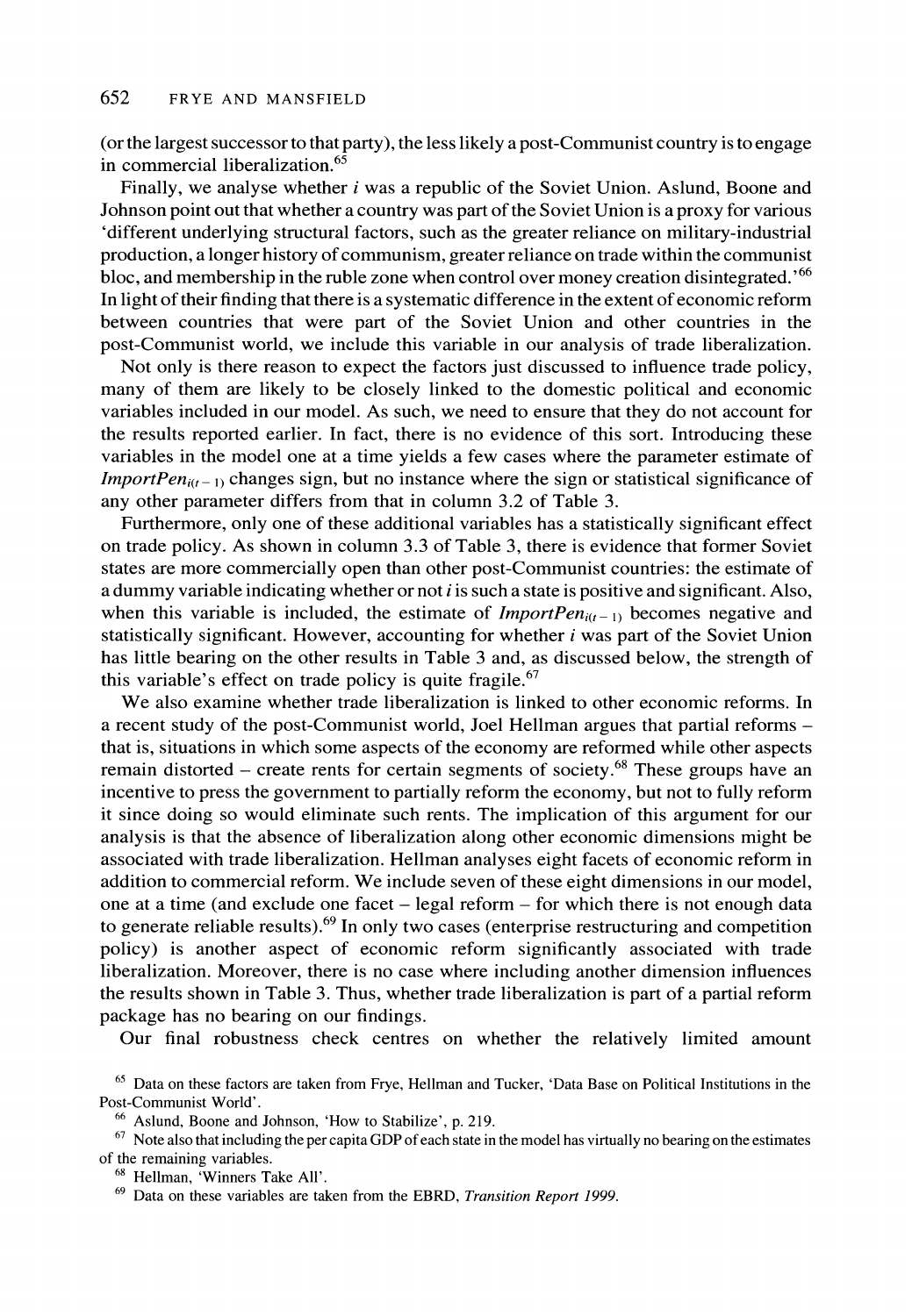(or the largest successor to that party), the less likely a post-Communist country is to engage in commercial liberalization.[65]

Finally, we analyse whether *i* was a republic of the Soviet Union. Aslund, Boone and Johnson point out that whether a country was part of the Soviet Union is a proxy for various 'different underlying structural factors, such as the greater reliance on military-industrial production, a longer history of communism, greater reliance on trade within the communist bloc, and membership in the ruble zone when control over money creation disintegrated.'[66] In light of their finding that there is a systematic difference in the extent of economic reform between countries that were part of the Soviet Union and other countries in the post-Communist world, we include this variable in our analysis of trade liberalization.

Not only is there reason to expect the factors just discussed to influence trade policy, many of them are likely to be closely linked to the domestic political and economic variables included in our model. As such, we need to ensure that they do not account for the results reported earlier. In fact, there is no evidence of this sort. Introducing these variables in the model one at a time yields a few cases where the parameter estimate of $ImportPen_{i(t-1)}$ changes sign, but no instance where the sign or statistical significance of any other parameter differs from that in column 3.2 of Table 3.

Furthermore, only one of these additional variables has a statistically significant effect on trade policy. As shown in column 3.3 of Table 3, there is evidence that former Soviet states are more commercially open than other post-Communist countries: the estimate of a dummy variable indicating whether or not *i* is such a state is positive and significant. Also, when this variable is included, the estimate of $ImportPen_{i(t-1)}$ becomes negative and statistically significant. However, accounting for whether *i* was part of the Soviet Union has little bearing on the other results in Table 3 and, as discussed below, the strength of this variable's effect on trade policy is quite fragile.[67]

We also examine whether trade liberalization is linked to other economic reforms. In a recent study of the post-Communist world, Joel Hellman argues that partial reforms – that is, situations in which some aspects of the economy are reformed while other aspects remain distorted – create rents for certain segments of society.[68] These groups have an incentive to press the government to partially reform the economy, but not to fully reform it since doing so would eliminate such rents. The implication of this argument for our analysis is that the absence of liberalization along other economic dimensions might be associated with trade liberalization. Hellman analyses eight facets of economic reform in addition to commercial reform. We include seven of these eight dimensions in our model, one at a time (and exclude one facet – legal reform – for which there is not enough data to generate reliable results).[69] In only two cases (enterprise restructuring and competition policy) is another aspect of economic reform significantly associated with trade liberalization. Moreover, there is no case where including another dimension influences the results shown in Table 3. Thus, whether trade liberalization is part of a partial reform package has no bearing on our findings.

Our final robustness check centres on whether the relatively limited amount

[65] Data on these factors are taken from Frye, Hellman and Tucker, 'Data Base on Political Institutions in the Post-Communist World'.

[66] Aslund, Boone and Johnson, 'How to Stabilize', p. 219.

[67] Note also that including the per capita GDP of each state in the model has virtually no bearing on the estimates of the remaining variables.

[68] Hellman, 'Winners Take All'.

[69] Data on these variables are taken from the EBRD, *Transition Report 1999*.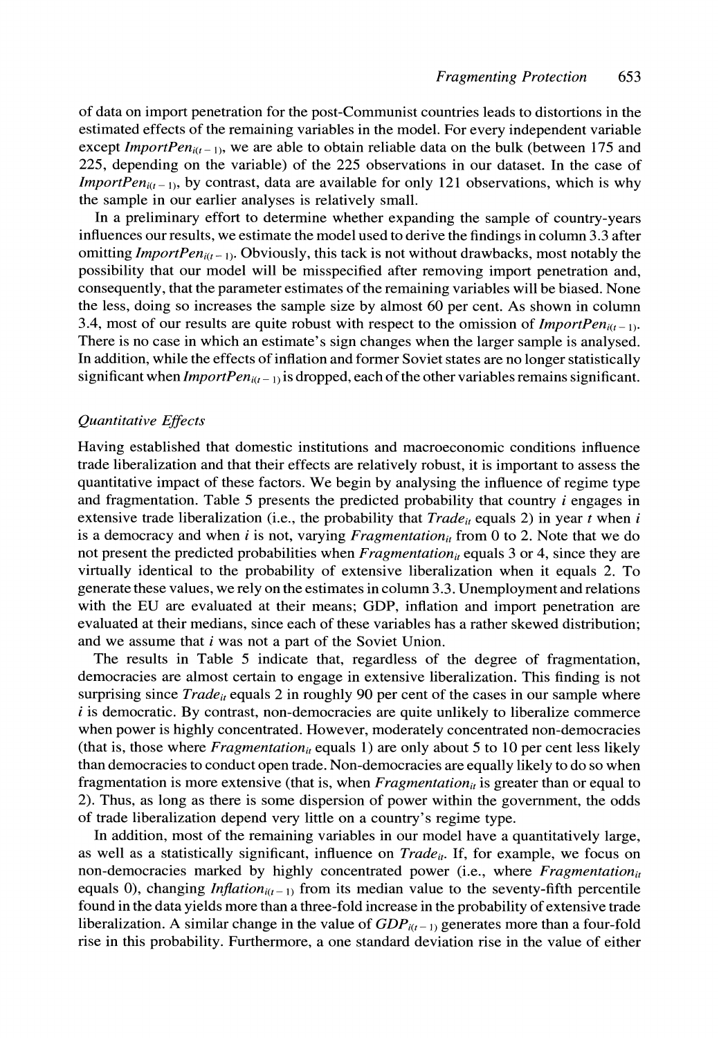of data on import penetration for the post-Communist countries leads to distortions in the estimated effects of the remaining variables in the model. For every independent variable except $ImportPen_{i(t-1)}$, we are able to obtain reliable data on the bulk (between 175 and 225, depending on the variable) of the 225 observations in our dataset. In the case of $ImportPen_{i(t-1)}$, by contrast, data are available for only 121 observations, which is why the sample in our earlier analyses is relatively small.

In a preliminary effort to determine whether expanding the sample of country-years influences our results, we estimate the model used to derive the findings in column 3.3 after omitting $ImportPen_{i(t-1)}$. Obviously, this tack is not without drawbacks, most notably the possibility that our model will be misspecified after removing import penetration and, consequently, that the parameter estimates of the remaining variables will be biased. None the less, doing so increases the sample size by almost 60 per cent. As shown in column 3.4, most of our results are quite robust with respect to the omission of $ImportPen_{i(t-1)}$. There is no case in which an estimate's sign changes when the larger sample is analysed. In addition, while the effects of inflation and former Soviet states are no longer statistically significant when $ImportPen_{i(t-1)}$ is dropped, each of the other variables remains significant.

### *Quantitative Effects*

Having established that domestic institutions and macroeconomic conditions influence trade liberalization and that their effects are relatively robust, it is important to assess the quantitative impact of these factors. We begin by analysing the influence of regime type and fragmentation. Table 5 presents the predicted probability that country $i$ engages in extensive trade liberalization (i.e., the probability that $Trade_{it}$ equals 2) in year $t$ when $i$ is a democracy and when $i$ is not, varying $Fragmentation_{it}$ from 0 to 2. Note that we do not present the predicted probabilities when $Fragmentation_{it}$ equals 3 or 4, since they are virtually identical to the probability of extensive liberalization when it equals 2. To generate these values, we rely on the estimates in column 3.3. Unemployment and relations with the EU are evaluated at their means; GDP, inflation and import penetration are evaluated at their medians, since each of these variables has a rather skewed distribution; and we assume that $i$ was not a part of the Soviet Union.

The results in Table 5 indicate that, regardless of the degree of fragmentation, democracies are almost certain to engage in extensive liberalization. This finding is not surprising since $Trade_{it}$ equals 2 in roughly 90 per cent of the cases in our sample where $i$ is democratic. By contrast, non-democracies are quite unlikely to liberalize commerce when power is highly concentrated. However, moderately concentrated non-democracies (that is, those where $Fragmentation_{it}$ equals 1) are only about 5 to 10 per cent less likely than democracies to conduct open trade. Non-democracies are equally likely to do so when fragmentation is more extensive (that is, when $Fragmentation_{it}$ is greater than or equal to 2). Thus, as long as there is some dispersion of power within the government, the odds of trade liberalization depend very little on a country's regime type.

In addition, most of the remaining variables in our model have a quantitatively large, as well as a statistically significant, influence on $Trade_{it}$. If, for example, we focus on non-democracies marked by highly concentrated power (i.e., where $Fragmentation_{it}$ equals 0), changing $Inflation_{i(t-1)}$ from its median value to the seventy-fifth percentile found in the data yields more than a three-fold increase in the probability of extensive trade liberalization. A similar change in the value of $GDP_{i(t-1)}$ generates more than a four-fold rise in this probability. Furthermore, a one standard deviation rise in the value of either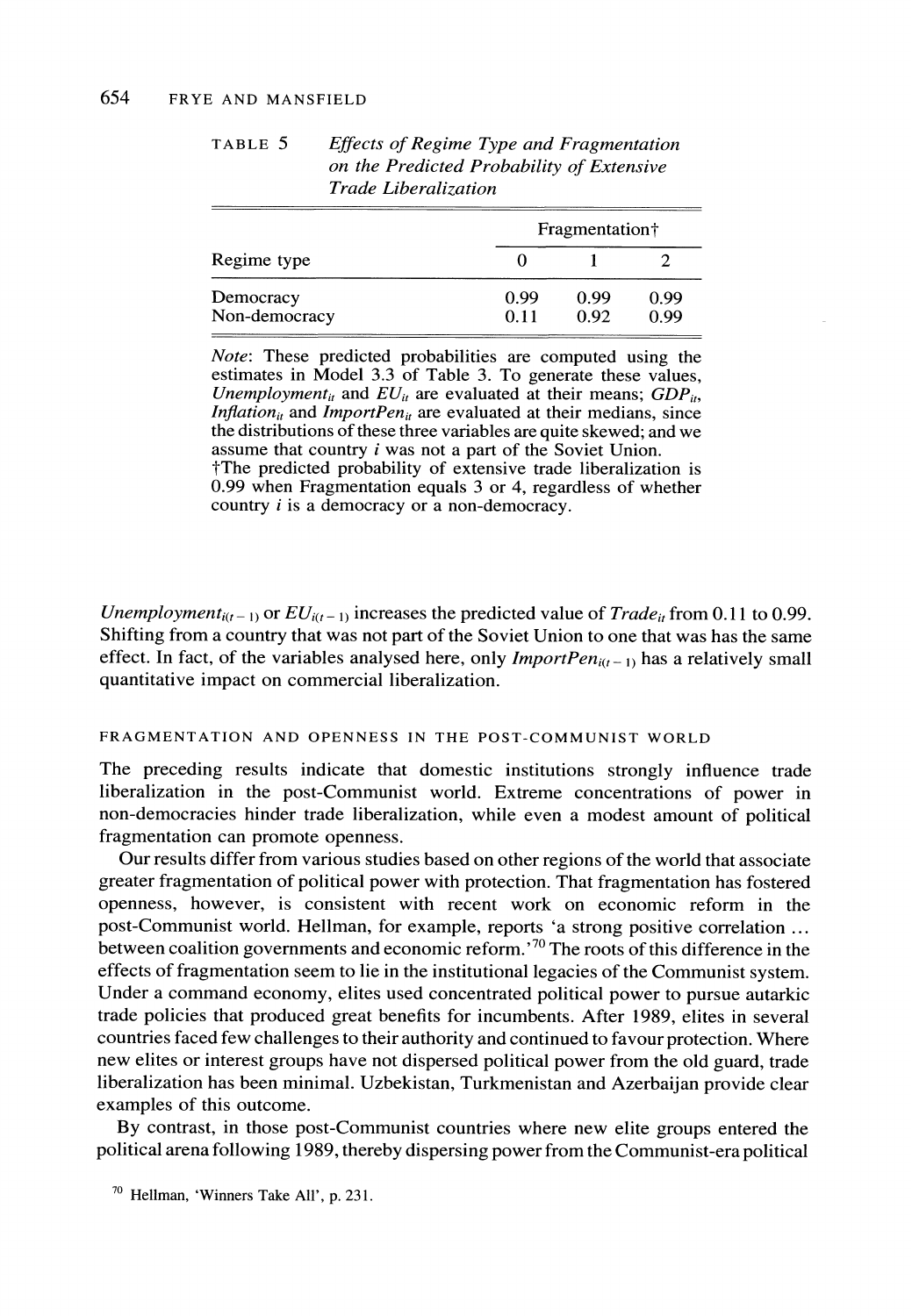TABLE 5 *Effects of Regime Type and Fragmentation on the Predicted Probability of Extensive Trade Liberalization*

| | Fragmentation† | | |
|---|---|---|---|
| Regime type | 0 | 1 | 2 |
| Democracy | 0.99 | 0.99 | 0.99 |
| Non-democracy | 0.11 | 0.92 | 0.99 |

*Note*: These predicted probabilities are computed using the estimates in Model 3.3 of Table 3. To generate these values, $Unemployment_{it}$ and $EU_{it}$ are evaluated at their means; $GDP_{it}$, $Inflation_{it}$ and $ImportPen_{it}$ are evaluated at their medians, since the distributions of these three variables are quite skewed; and we assume that country *i* was not a part of the Soviet Union.

†The predicted probability of extensive trade liberalization is 0.99 when Fragmentation equals 3 or 4, regardless of whether country *i* is a democracy or a non-democracy.

$Unemployment_{i(t-1)}$ or $EU_{i(t-1)}$ increases the predicted value of $Trade_{it}$ from 0.11 to 0.99. Shifting from a country that was not part of the Soviet Union to one that was has the same effect. In fact, of the variables analysed here, only $ImportPen_{i(t-1)}$ has a relatively small quantitative impact on commercial liberalization.

## FRAGMENTATION AND OPENNESS IN THE POST-COMMUNIST WORLD

The preceding results indicate that domestic institutions strongly influence trade liberalization in the post-Communist world. Extreme concentrations of power in non-democracies hinder trade liberalization, while even a modest amount of political fragmentation can promote openness.

Our results differ from various studies based on other regions of the world that associate greater fragmentation of political power with protection. That fragmentation has fostered openness, however, is consistent with recent work on economic reform in the post-Communist world. Hellman, for example, reports 'a strong positive correlation ... between coalition governments and economic reform.'[70] The roots of this difference in the effects of fragmentation seem to lie in the institutional legacies of the Communist system. Under a command economy, elites used concentrated political power to pursue autarkic trade policies that produced great benefits for incumbents. After 1989, elites in several countries faced few challenges to their authority and continued to favour protection. Where new elites or interest groups have not dispersed political power from the old guard, trade liberalization has been minimal. Uzbekistan, Turkmenistan and Azerbaijan provide clear examples of this outcome.

By contrast, in those post-Communist countries where new elite groups entered the political arena following 1989, thereby dispersing power from the Communist-era political

[70] Hellman, 'Winners Take All', p. 231.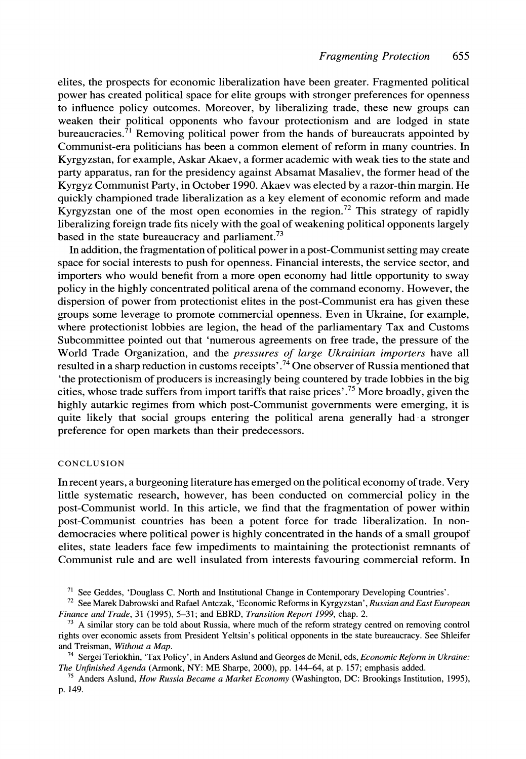elites, the prospects for economic liberalization have been greater. Fragmented political power has created political space for elite groups with stronger preferences for openness to influence policy outcomes. Moreover, by liberalizing trade, these new groups can weaken their political opponents who favour protectionism and are lodged in state bureaucracies.[71] Removing political power from the hands of bureaucrats appointed by Communist-era politicians has been a common element of reform in many countries. In Kyrgyzstan, for example, Askar Akaev, a former academic with weak ties to the state and party apparatus, ran for the presidency against Absamat Masaliev, the former head of the Kyrgyz Communist Party, in October 1990. Akaev was elected by a razor-thin margin. He quickly championed trade liberalization as a key element of economic reform and made Kyrgyzstan one of the most open economies in the region.[72] This strategy of rapidly liberalizing foreign trade fits nicely with the goal of weakening political opponents largely based in the state bureaucracy and parliament.[73]

In addition, the fragmentation of political power in a post-Communist setting may create space for social interests to push for openness. Financial interests, the service sector, and importers who would benefit from a more open economy had little opportunity to sway policy in the highly concentrated political arena of the command economy. However, the dispersion of power from protectionist elites in the post-Communist era has given these groups some leverage to promote commercial openness. Even in Ukraine, for example, where protectionist lobbies are legion, the head of the parliamentary Tax and Customs Subcommittee pointed out that 'numerous agreements on free trade, the pressure of the World Trade Organization, and the *pressures of large Ukrainian importers* have all resulted in a sharp reduction in customs receipts'.[74] One observer of Russia mentioned that 'the protectionism of producers is increasingly being countered by trade lobbies in the big cities, whose trade suffers from import tariffs that raise prices'.[75] More broadly, given the highly autarkic regimes from which post-Communist governments were emerging, it is quite likely that social groups entering the political arena generally had a stronger preference for open markets than their predecessors.

## CONCLUSION

In recent years, a burgeoning literature has emerged on the political economy of trade. Very little systematic research, however, has been conducted on commercial policy in the post-Communist world. In this article, we find that the fragmentation of power within post-Communist countries has been a potent force for trade liberalization. In non-democracies where political power is highly concentrated in the hands of a small groupof elites, state leaders face few impediments to maintaining the protectionist remnants of Communist rule and are well insulated from interests favouring commercial reform. In

[71] See Geddes, 'Douglass C. North and Institutional Change in Contemporary Developing Countries'.

[72] See Marek Dabrowski and Rafael Antczak, 'Economic Reforms in Kyrgyzstan', *Russian and East European Finance and Trade*, 31 (1995), 5–31; and EBRD, *Transition Report 1999*, chap. 2.

[73] A similar story can be told about Russia, where much of the reform strategy centred on removing control rights over economic assets from President Yeltsin's political opponents in the state bureaucracy. See Shleifer and Treisman, *Without a Map*.

[74] Sergei Teriokhin, 'Tax Policy', in Anders Aslund and Georges de Menil, eds, *Economic Reform in Ukraine: The Unfinished Agenda* (Armonk, NY: ME Sharpe, 2000), pp. 144–64, at p. 157; emphasis added.

[75] Anders Aslund, *How Russia Became a Market Economy* (Washington, DC: Brookings Institution, 1995), p. 149.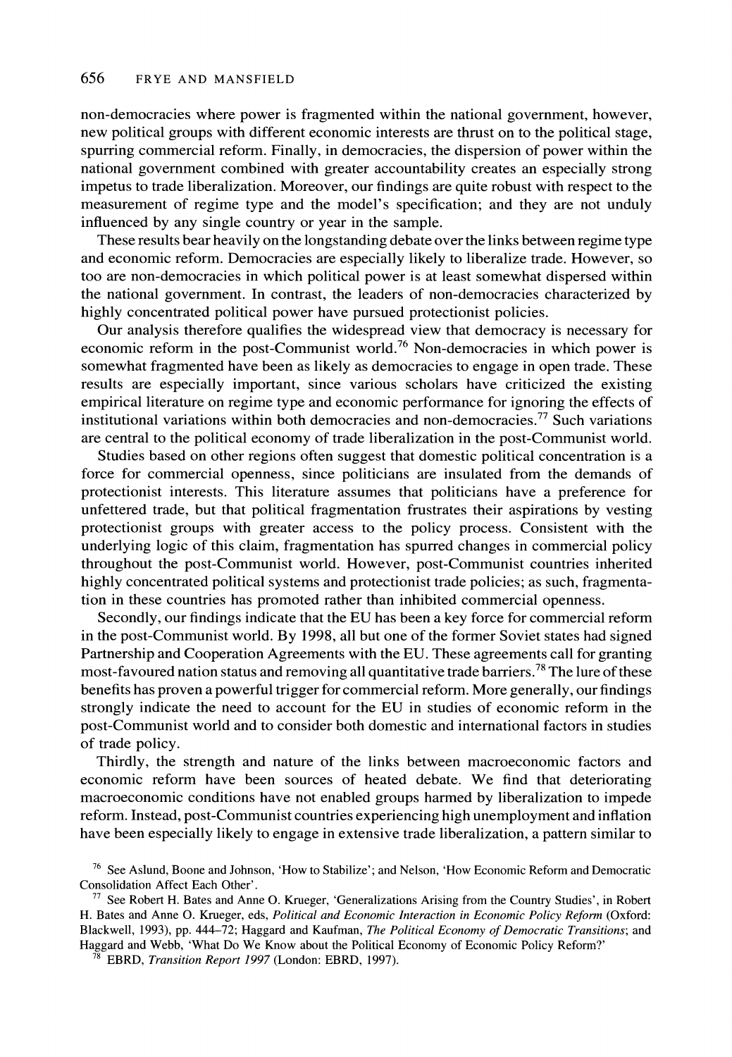non-democracies where power is fragmented within the national government, however, new political groups with different economic interests are thrust on to the political stage, spurring commercial reform. Finally, in democracies, the dispersion of power within the national government combined with greater accountability creates an especially strong impetus to trade liberalization. Moreover, our findings are quite robust with respect to the measurement of regime type and the model's specification; and they are not unduly influenced by any single country or year in the sample.

These results bear heavily on the longstanding debate over the links between regime type and economic reform. Democracies are especially likely to liberalize trade. However, so too are non-democracies in which political power is at least somewhat dispersed within the national government. In contrast, the leaders of non-democracies characterized by highly concentrated political power have pursued protectionist policies.

Our analysis therefore qualifies the widespread view that democracy is necessary for economic reform in the post-Communist world.[76] Non-democracies in which power is somewhat fragmented have been as likely as democracies to engage in open trade. These results are especially important, since various scholars have criticized the existing empirical literature on regime type and economic performance for ignoring the effects of institutional variations within both democracies and non-democracies.[77] Such variations are central to the political economy of trade liberalization in the post-Communist world.

Studies based on other regions often suggest that domestic political concentration is a force for commercial openness, since politicians are insulated from the demands of protectionist interests. This literature assumes that politicians have a preference for unfettered trade, but that political fragmentation frustrates their aspirations by vesting protectionist groups with greater access to the policy process. Consistent with the underlying logic of this claim, fragmentation has spurred changes in commercial policy throughout the post-Communist world. However, post-Communist countries inherited highly concentrated political systems and protectionist trade policies; as such, fragmentation in these countries has promoted rather than inhibited commercial openness.

Secondly, our findings indicate that the EU has been a key force for commercial reform in the post-Communist world. By 1998, all but one of the former Soviet states had signed Partnership and Cooperation Agreements with the EU. These agreements call for granting most-favoured nation status and removing all quantitative trade barriers.[78] The lure of these benefits has proven a powerful trigger for commercial reform. More generally, our findings strongly indicate the need to account for the EU in studies of economic reform in the post-Communist world and to consider both domestic and international factors in studies of trade policy.

Thirdly, the strength and nature of the links between macroeconomic factors and economic reform have been sources of heated debate. We find that deteriorating macroeconomic conditions have not enabled groups harmed by liberalization to impede reform. Instead, post-Communist countries experiencing high unemployment and inflation have been especially likely to engage in extensive trade liberalization, a pattern similar to

[76] See Aslund, Boone and Johnson, 'How to Stabilize'; and Nelson, 'How Economic Reform and Democratic Consolidation Affect Each Other'.

[77] See Robert H. Bates and Anne O. Krueger, 'Generalizations Arising from the Country Studies', in Robert H. Bates and Anne O. Krueger, eds, *Political and Economic Interaction in Economic Policy Reform* (Oxford: Blackwell, 1993), pp. 444–72; Haggard and Kaufman, *The Political Economy of Democratic Transitions*; and Haggard and Webb, 'What Do We Know about the Political Economy of Economic Policy Reform?'

[78] EBRD, *Transition Report 1997* (London: EBRD, 1997).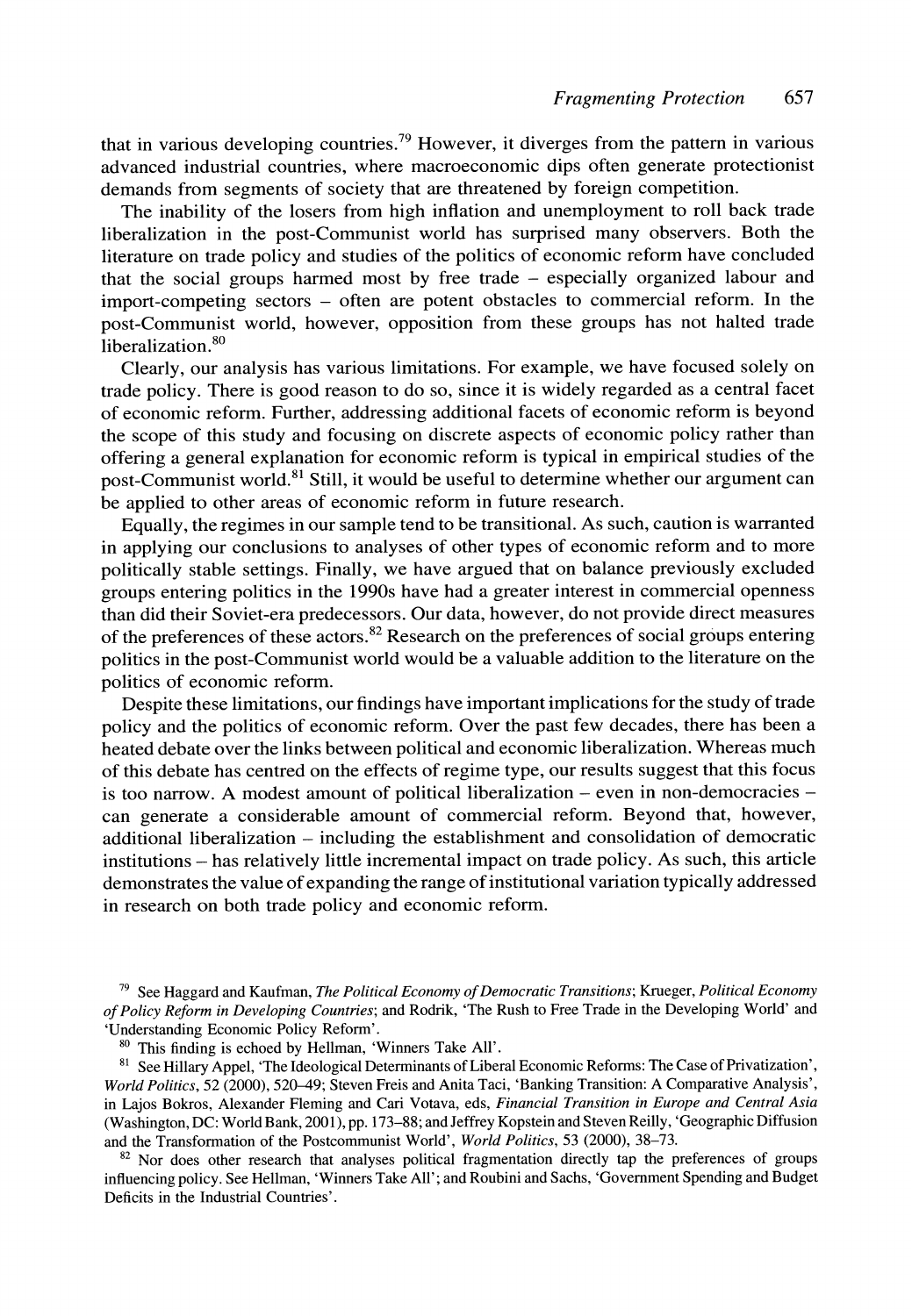that in various developing countries.[79] However, it diverges from the pattern in various advanced industrial countries, where macroeconomic dips often generate protectionist demands from segments of society that are threatened by foreign competition.

The inability of the losers from high inflation and unemployment to roll back trade liberalization in the post-Communist world has surprised many observers. Both the literature on trade policy and studies of the politics of economic reform have concluded that the social groups harmed most by free trade – especially organized labour and import-competing sectors – often are potent obstacles to commercial reform. In the post-Communist world, however, opposition from these groups has not halted trade liberalization.[80]

Clearly, our analysis has various limitations. For example, we have focused solely on trade policy. There is good reason to do so, since it is widely regarded as a central facet of economic reform. Further, addressing additional facets of economic reform is beyond the scope of this study and focusing on discrete aspects of economic policy rather than offering a general explanation for economic reform is typical in empirical studies of the post-Communist world.[81] Still, it would be useful to determine whether our argument can be applied to other areas of economic reform in future research.

Equally, the regimes in our sample tend to be transitional. As such, caution is warranted in applying our conclusions to analyses of other types of economic reform and to more politically stable settings. Finally, we have argued that on balance previously excluded groups entering politics in the 1990s have had a greater interest in commercial openness than did their Soviet-era predecessors. Our data, however, do not provide direct measures of the preferences of these actors.[82] Research on the preferences of social groups entering politics in the post-Communist world would be a valuable addition to the literature on the politics of economic reform.

Despite these limitations, our findings have important implications for the study of trade policy and the politics of economic reform. Over the past few decades, there has been a heated debate over the links between political and economic liberalization. Whereas much of this debate has centred on the effects of regime type, our results suggest that this focus is too narrow. A modest amount of political liberalization – even in non-democracies – can generate a considerable amount of commercial reform. Beyond that, however, additional liberalization – including the establishment and consolidation of democratic institutions – has relatively little incremental impact on trade policy. As such, this article demonstrates the value of expanding the range of institutional variation typically addressed in research on both trade policy and economic reform.

[79] See Haggard and Kaufman, *The Political Economy of Democratic Transitions*; Krueger, *Political Economy of Policy Reform in Developing Countries*; and Rodrik, 'The Rush to Free Trade in the Developing World' and 'Understanding Economic Policy Reform'.

[80] This finding is echoed by Hellman, 'Winners Take All'.

[81] See Hillary Appel, 'The Ideological Determinants of Liberal Economic Reforms: The Case of Privatization', *World Politics*, 52 (2000), 520–49; Steven Freis and Anita Taci, 'Banking Transition: A Comparative Analysis', in Lajos Bokros, Alexander Fleming and Cari Votava, eds, *Financial Transition in Europe and Central Asia* (Washington, DC: World Bank, 2001), pp. 173–88; and Jeffrey Kopstein and Steven Reilly, 'Geographic Diffusion and the Transformation of the Postcommunist World', *World Politics*, 53 (2000), 38–73.

[82] Nor does other research that analyses political fragmentation directly tap the preferences of groups influencing policy. See Hellman, 'Winners Take All'; and Roubini and Sachs, 'Government Spending and Budget Deficits in the Industrial Countries'.